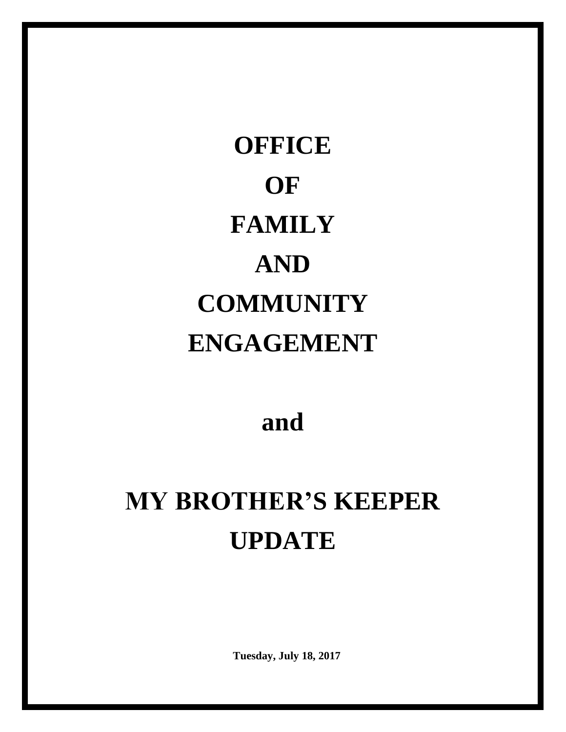# OFFICE
# OF
# FAMILY
# AND
# COMMUNITY
# ENGAGEMENT

## and

# MY BROTHER'S KEEPER
# UPDATE

**Tuesday, July 18, 2017**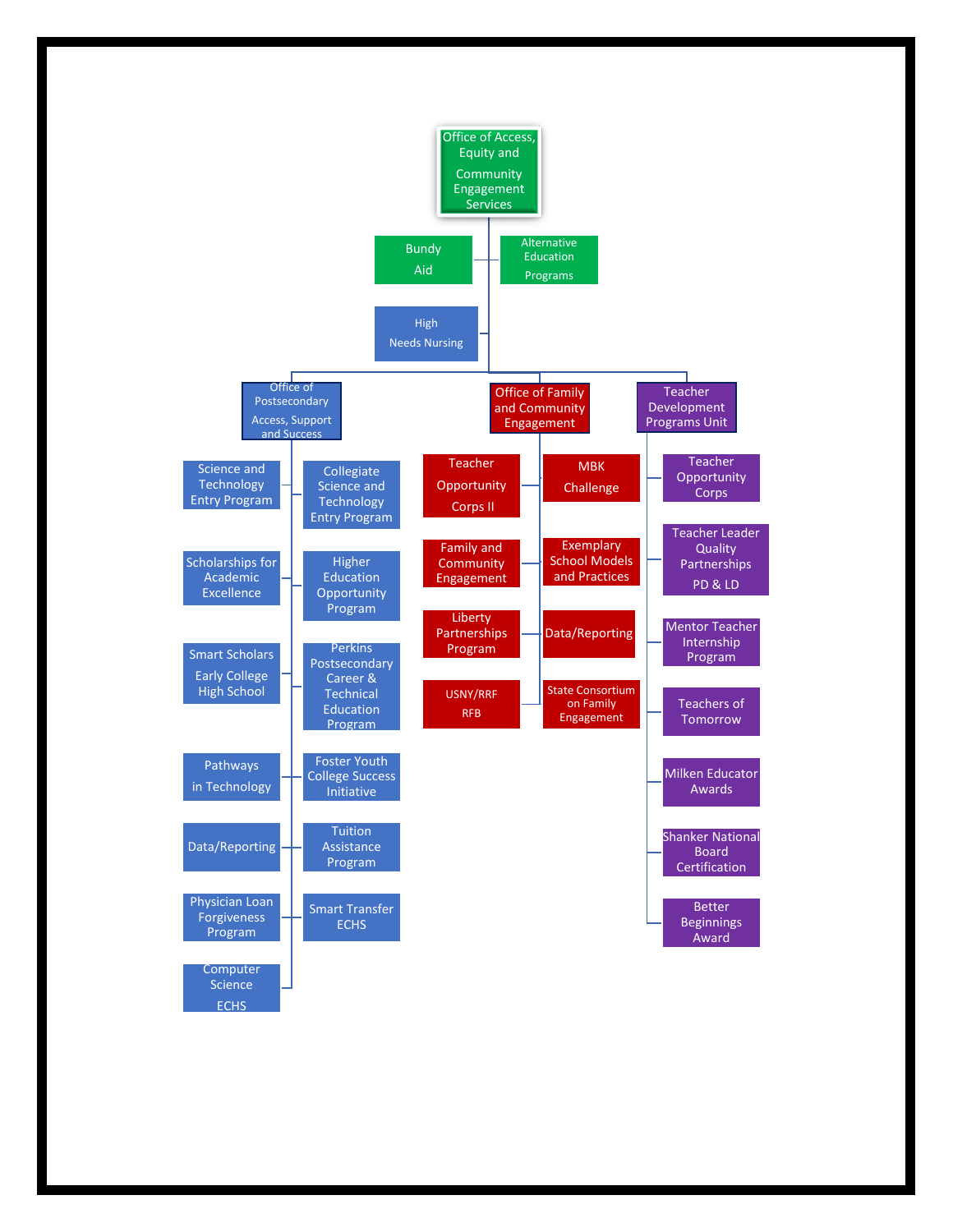# Office of Access, Equity and Community Engagement Services

- Bundy Aid
- Alternative Education Programs
- High Needs Nursing

## Office of Postsecondary Access, Support and Success

- Science and Technology Entry Program
- Collegiate Science and Technology Entry Program
- Scholarships for Academic Excellence
- Higher Education Opportunity Program
- Smart Scholars Early College High School
- Perkins Postsecondary Career & Technical Education Program
- Pathways in Technology
- Foster Youth College Success Initiative
- Data/Reporting
- Tuition Assistance Program
- Physician Loan Forgiveness Program
- Smart Transfer ECHS
- Computer Science ECHS

## Office of Family and Community Engagement

- Teacher Opportunity Corps II
- MBK Challenge
- Family and Community Engagement
- Exemplary School Models and Practices
- Liberty Partnerships Program
- Data/Reporting
- USNY/RRF RFB
- State Consortium on Family Engagement

## Teacher Development Programs Unit

- Teacher Opportunity Corps
- Teacher Leader Quality Partnerships PD & LD
- Mentor Teacher Internship Program
- Teachers of Tomorrow
- Milken Educator Awards
- Shanker National Board Certification
- Better Beginnings Award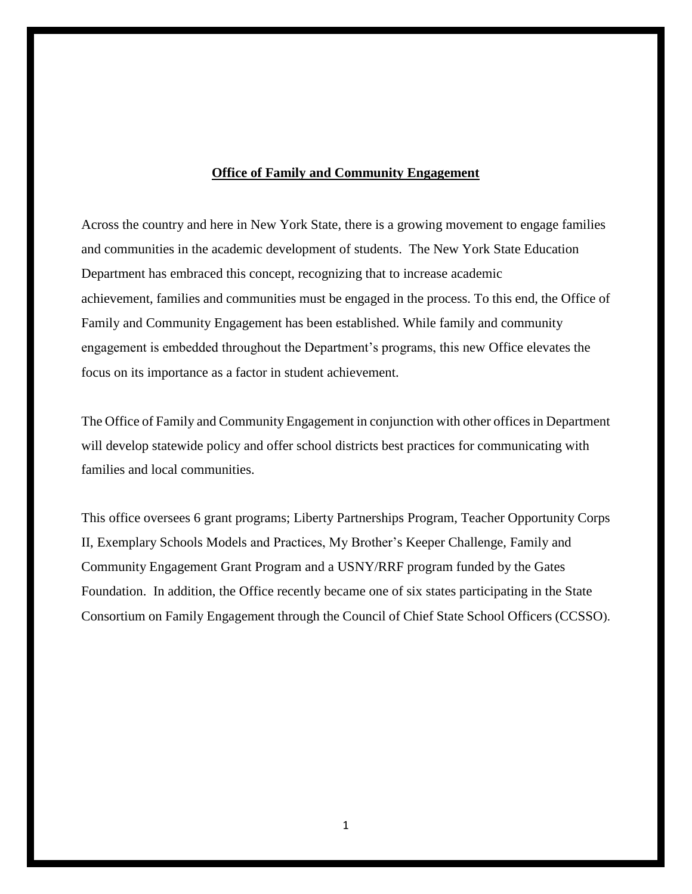## **Office of Family and Community Engagement**

Across the country and here in New York State, there is a growing movement to engage families and communities in the academic development of students. The New York State Education Department has embraced this concept, recognizing that to increase academic achievement, families and communities must be engaged in the process. To this end, the Office of Family and Community Engagement has been established. While family and community engagement is embedded throughout the Department's programs, this new Office elevates the focus on its importance as a factor in student achievement.

The Office of Family and Community Engagement in conjunction with other offices in Department will develop statewide policy and offer school districts best practices for communicating with families and local communities.

This office oversees 6 grant programs; Liberty Partnerships Program, Teacher Opportunity Corps II, Exemplary Schools Models and Practices, My Brother's Keeper Challenge, Family and Community Engagement Grant Program and a USNY/RRF program funded by the Gates Foundation. In addition, the Office recently became one of six states participating in the State Consortium on Family Engagement through the Council of Chief State School Officers (CCSSO).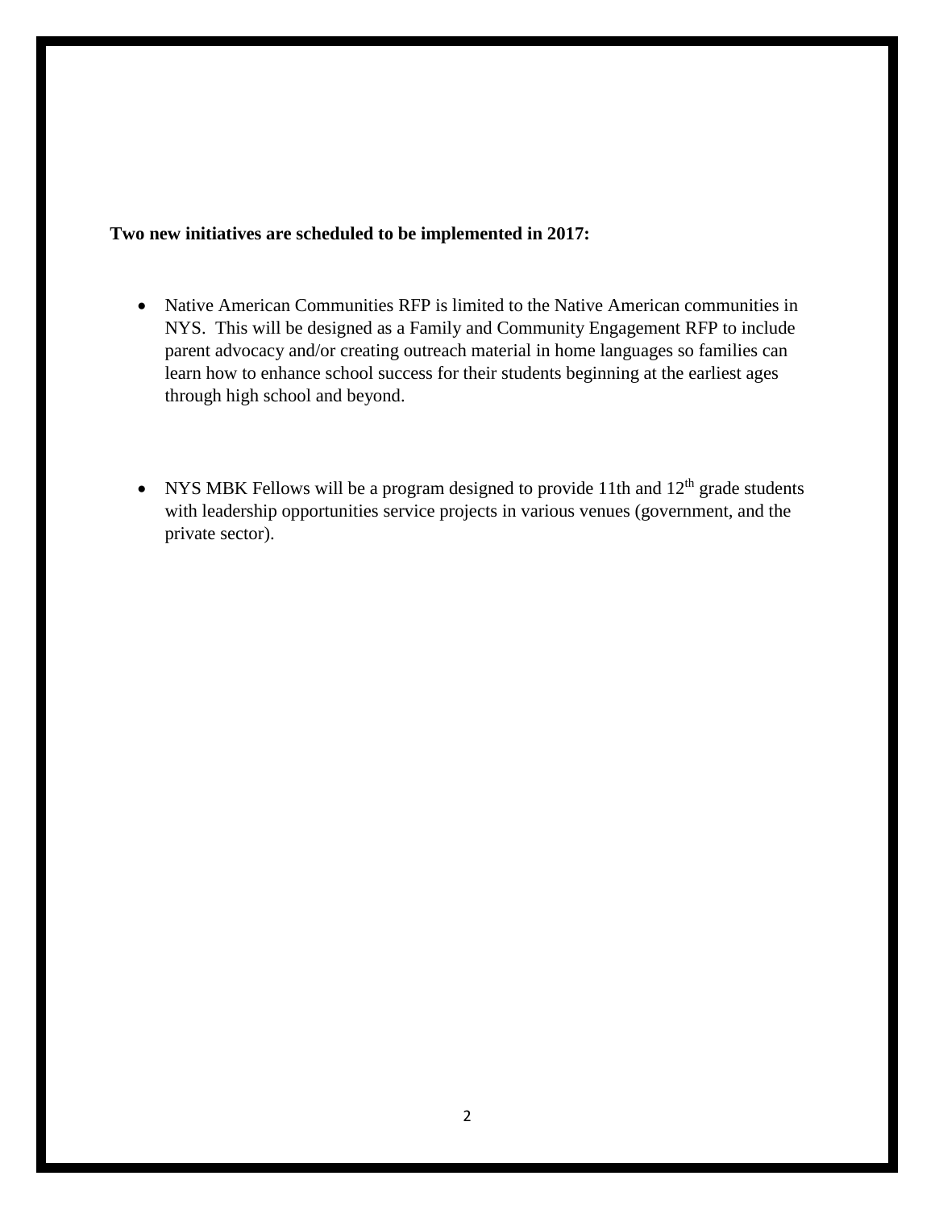**Two new initiatives are scheduled to be implemented in 2017:**

- Native American Communities RFP is limited to the Native American communities in NYS. This will be designed as a Family and Community Engagement RFP to include parent advocacy and/or creating outreach material in home languages so families can learn how to enhance school success for their students beginning at the earliest ages through high school and beyond.

- NYS MBK Fellows will be a program designed to provide 11th and 12th grade students with leadership opportunities service projects in various venues (government, and the private sector).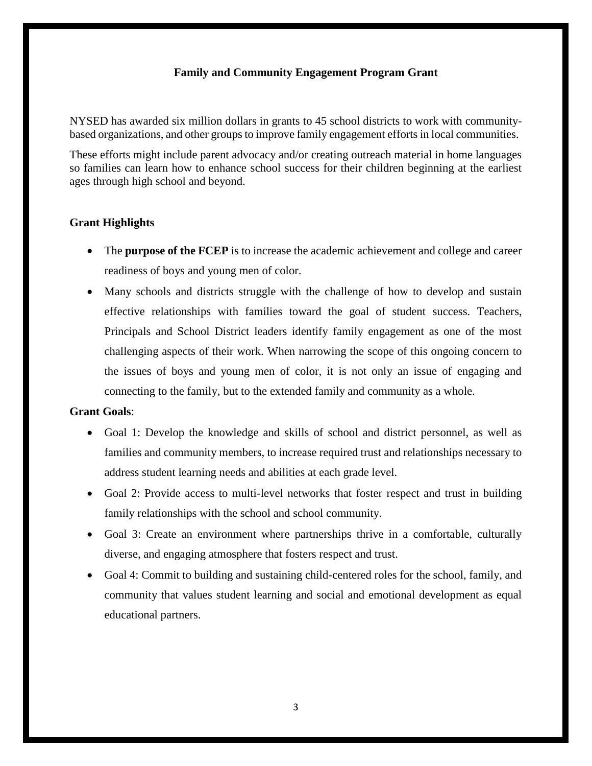## Family and Community Engagement Program Grant

NYSED has awarded six million dollars in grants to 45 school districts to work with community-based organizations, and other groups to improve family engagement efforts in local communities.

These efforts might include parent advocacy and/or creating outreach material in home languages so families can learn how to enhance school success for their children beginning at the earliest ages through high school and beyond.

### Grant Highlights

- The **purpose of the FCEP** is to increase the academic achievement and college and career readiness of boys and young men of color.
- Many schools and districts struggle with the challenge of how to develop and sustain effective relationships with families toward the goal of student success. Teachers, Principals and School District leaders identify family engagement as one of the most challenging aspects of their work. When narrowing the scope of this ongoing concern to the issues of boys and young men of color, it is not only an issue of engaging and connecting to the family, but to the extended family and community as a whole.

**Grant Goals**:

- Goal 1: Develop the knowledge and skills of school and district personnel, as well as families and community members, to increase required trust and relationships necessary to address student learning needs and abilities at each grade level.
- Goal 2: Provide access to multi-level networks that foster respect and trust in building family relationships with the school and school community.
- Goal 3: Create an environment where partnerships thrive in a comfortable, culturally diverse, and engaging atmosphere that fosters respect and trust.
- Goal 4: Commit to building and sustaining child-centered roles for the school, family, and community that values student learning and social and emotional development as equal educational partners.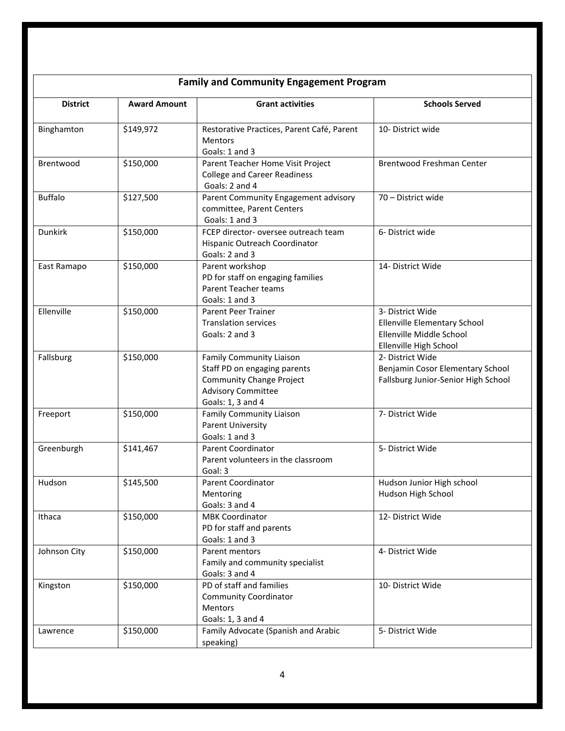| Family and Community Engagement Program | | | |
|---|---|---|---|
| **District** | **Award Amount** | **Grant activities** | **Schools Served** |
| Binghamton | $149,972 | Restorative Practices, Parent Café, Parent Mentors<br>Goals: 1 and 3 | 10- District wide |
| Brentwood | $150,000 | Parent Teacher Home Visit Project<br>College and Career Readiness<br>Goals: 2 and 4 | Brentwood Freshman Center |
| Buffalo | $127,500 | Parent Community Engagement advisory committee, Parent Centers<br>Goals: 1 and 3 | 70 – District wide |
| Dunkirk | $150,000 | FCEP director- oversee outreach team<br>Hispanic Outreach Coordinator<br>Goals: 2 and 3 | 6- District wide |
| East Ramapo | $150,000 | Parent workshop<br>PD for staff on engaging families<br>Parent Teacher teams<br>Goals: 1 and 3 | 14- District Wide |
| Ellenville | $150,000 | Parent Peer Trainer<br>Translation services<br>Goals: 2 and 3 | 3- District Wide<br>Ellenville Elementary School<br>Ellenville Middle School<br>Ellenville High School |
| Fallsburg | $150,000 | Family Community Liaison<br>Staff PD on engaging parents<br>Community Change Project<br>Advisory Committee<br>Goals: 1, 3 and 4 | 2- District Wide<br>Benjamin Cosor Elementary School<br>Fallsburg Junior-Senior High School |
| Freeport | $150,000 | Family Community Liaison<br>Parent University<br>Goals: 1 and 3 | 7- District Wide |
| Greenburgh | $141,467 | Parent Coordinator<br>Parent volunteers in the classroom<br>Goal: 3 | 5- District Wide |
| Hudson | $145,500 | Parent Coordinator<br>Mentoring<br>Goals: 3 and 4 | Hudson Junior High school<br>Hudson High School |
| Ithaca | $150,000 | MBK Coordinator<br>PD for staff and parents<br>Goals: 1 and 3 | 12- District Wide |
| Johnson City | $150,000 | Parent mentors<br>Family and community specialist<br>Goals: 3 and 4 | 4- District Wide |
| Kingston | $150,000 | PD of staff and families<br>Community Coordinator<br>Mentors<br>Goals: 1, 3 and 4 | 10- District Wide |
| Lawrence | $150,000 | Family Advocate (Spanish and Arabic speaking) | 5- District Wide |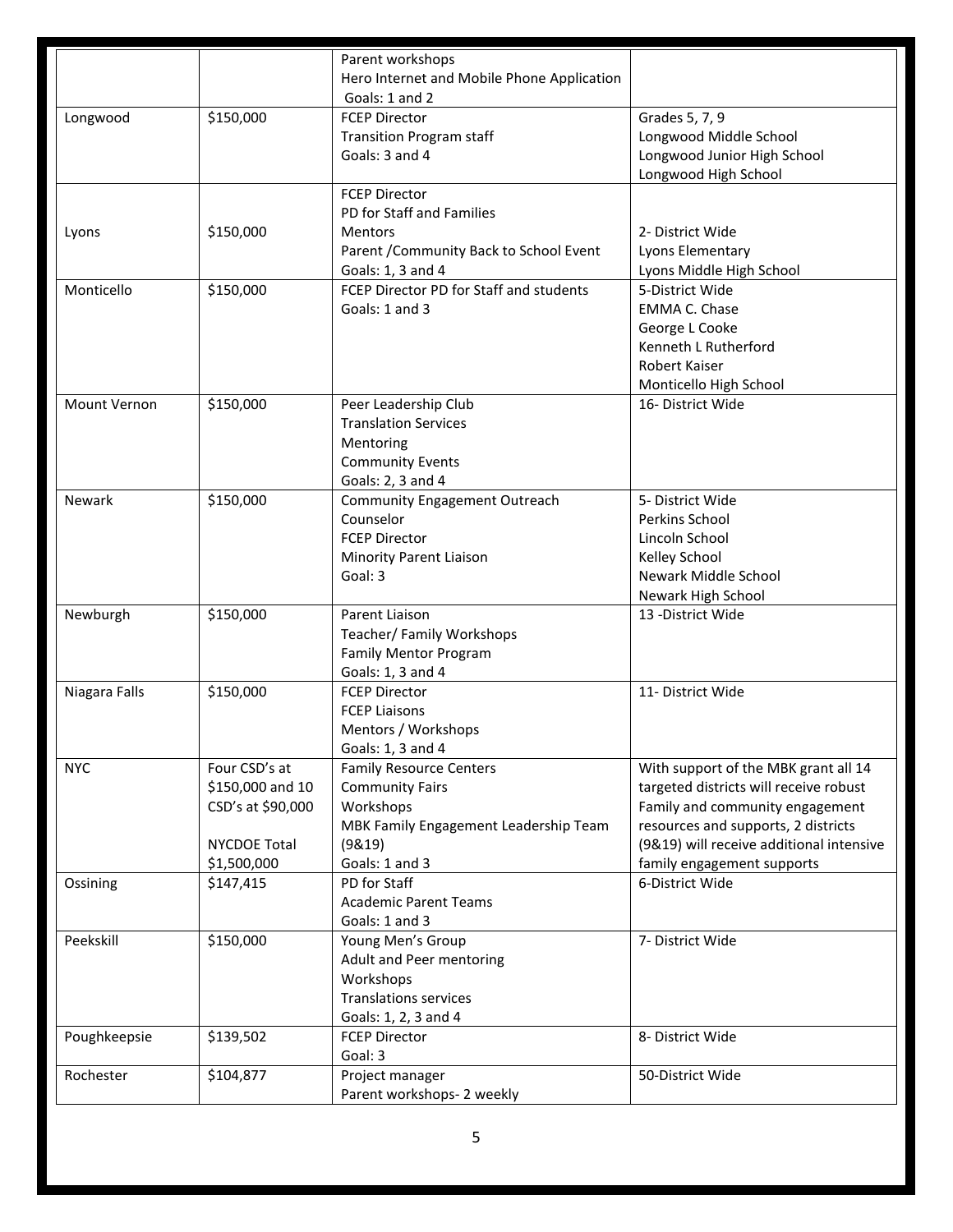| | | | |
|---|---|---|---|
| | | Parent workshops<br>Hero Internet and Mobile Phone Application<br>Goals: 1 and 2 | |
| Longwood | $150,000 | FCEP Director<br>Transition Program staff<br>Goals: 3 and 4 | Grades 5, 7, 9<br>Longwood Middle School<br>Longwood Junior High School<br>Longwood High School |
| Lyons | $150,000 | FCEP Director<br>PD for Staff and Families<br>Mentors<br>Parent /Community Back to School Event<br>Goals: 1, 3 and 4 | 2- District Wide<br>Lyons Elementary<br>Lyons Middle High School |
| Monticello | $150,000 | FCEP Director PD for Staff and students<br>Goals: 1 and 3 | 5-District Wide<br>EMMA C. Chase<br>George L Cooke<br>Kenneth L Rutherford<br>Robert Kaiser<br>Monticello High School |
| Mount Vernon | $150,000 | Peer Leadership Club<br>Translation Services<br>Mentoring<br>Community Events<br>Goals: 2, 3 and 4 | 16- District Wide |
| Newark | $150,000 | Community Engagement Outreach Counselor<br>FCEP Director<br>Minority Parent Liaison<br>Goal: 3 | 5- District Wide<br>Perkins School<br>Lincoln School<br>Kelley School<br>Newark Middle School<br>Newark High School |
| Newburgh | $150,000 | Parent Liaison<br>Teacher/ Family Workshops<br>Family Mentor Program<br>Goals: 1, 3 and 4 | 13 -District Wide |
| Niagara Falls | $150,000 | FCEP Director<br>FCEP Liaisons<br>Mentors / Workshops<br>Goals: 1, 3 and 4 | 11- District Wide |
| NYC | Four CSD's at $150,000 and 10 CSD's at $90,000<br><br>NYCDOE Total $1,500,000 | Family Resource Centers<br>Community Fairs<br>Workshops<br>MBK Family Engagement Leadership Team (9&19)<br>Goals: 1 and 3 | With support of the MBK grant all 14 targeted districts will receive robust Family and community engagement resources and supports, 2 districts (9&19) will receive additional intensive family engagement supports |
| Ossining | $147,415 | PD for Staff<br>Academic Parent Teams<br>Goals: 1 and 3 | 6-District Wide |
| Peekskill | $150,000 | Young Men's Group<br>Adult and Peer mentoring<br>Workshops<br>Translations services<br>Goals: 1, 2, 3 and 4 | 7- District Wide |
| Poughkeepsie | $139,502 | FCEP Director<br>Goal: 3 | 8- District Wide |
| Rochester | $104,877 | Project manager<br>Parent workshops- 2 weekly | 50-District Wide |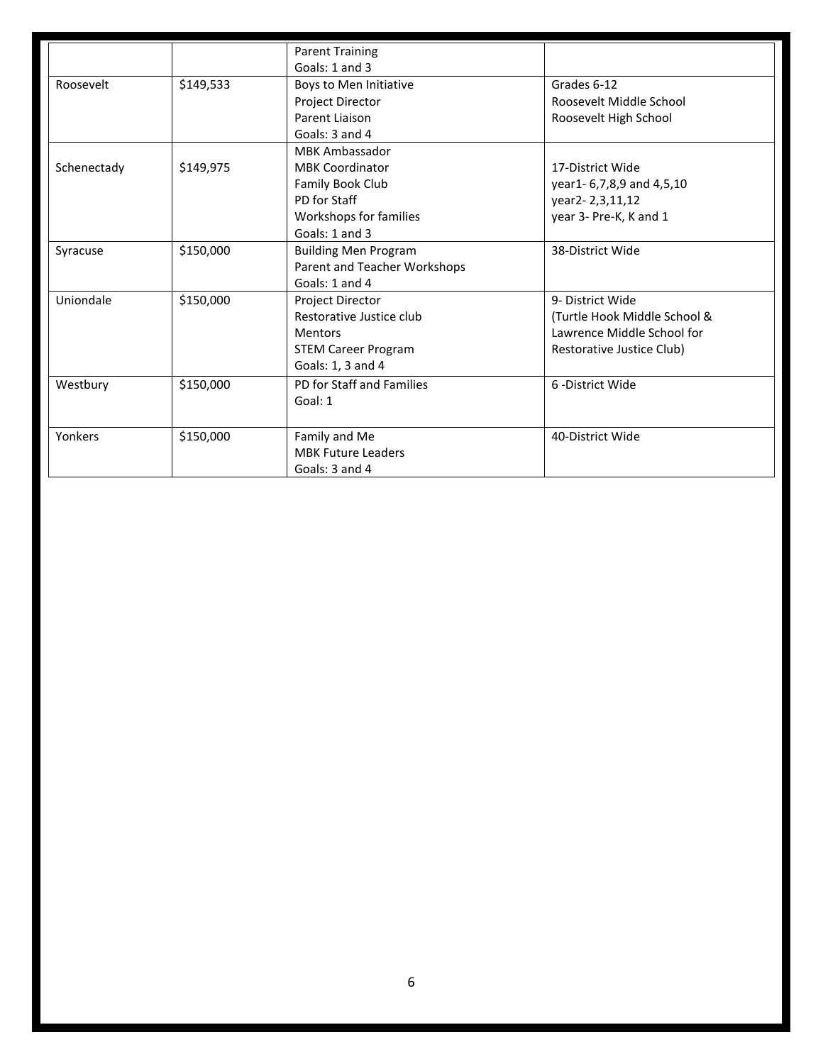| | | | |
|---|---|---|---|
| | | Parent Training<br>Goals: 1 and 3 | |
| Roosevelt | $149,533 | Boys to Men Initiative<br>Project Director<br>Parent Liaison<br>Goals: 3 and 4 | Grades 6-12<br>Roosevelt Middle School<br>Roosevelt High School |
| Schenectady | $149,975 | MBK Ambassador<br>MBK Coordinator<br>Family Book Club<br>PD for Staff<br>Workshops for families<br>Goals: 1 and 3 | 17-District Wide<br>year1- 6,7,8,9 and 4,5,10<br>year2- 2,3,11,12<br>year 3- Pre-K, K and 1 |
| Syracuse | $150,000 | Building Men Program<br>Parent and Teacher Workshops<br>Goals: 1 and 4 | 38-District Wide |
| Uniondale | $150,000 | Project Director<br>Restorative Justice club<br>Mentors<br>STEM Career Program<br>Goals: 1, 3 and 4 | 9- District Wide<br>(Turtle Hook Middle School & Lawrence Middle School for Restorative Justice Club) |
| Westbury | $150,000 | PD for Staff and Families<br>Goal: 1 | 6 -District Wide |
| Yonkers | $150,000 | Family and Me<br>MBK Future Leaders<br>Goals: 3 and 4 | 40-District Wide |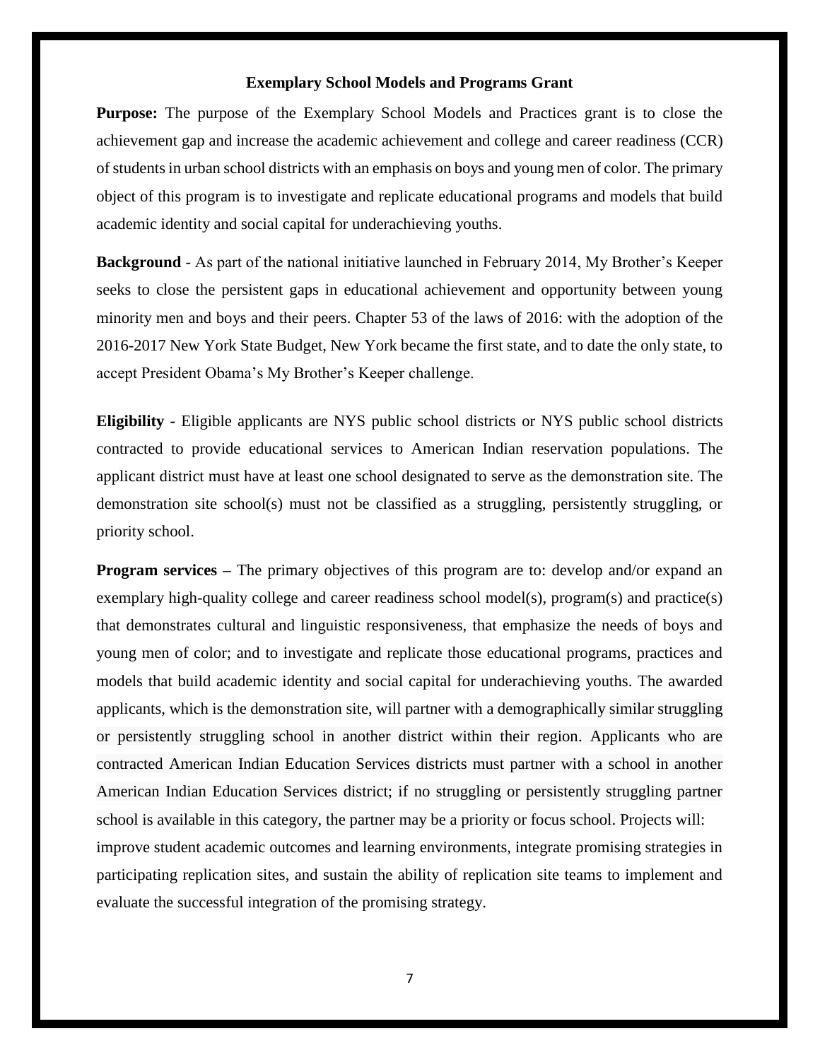## Exemplary School Models and Programs Grant

**Purpose:** The purpose of the Exemplary School Models and Practices grant is to close the achievement gap and increase the academic achievement and college and career readiness (CCR) of students in urban school districts with an emphasis on boys and young men of color. The primary object of this program is to investigate and replicate educational programs and models that build academic identity and social capital for underachieving youths.

**Background** - As part of the national initiative launched in February 2014, My Brother's Keeper seeks to close the persistent gaps in educational achievement and opportunity between young minority men and boys and their peers. Chapter 53 of the laws of 2016: with the adoption of the 2016-2017 New York State Budget, New York became the first state, and to date the only state, to accept President Obama's My Brother's Keeper challenge.

**Eligibility -** Eligible applicants are NYS public school districts or NYS public school districts contracted to provide educational services to American Indian reservation populations. The applicant district must have at least one school designated to serve as the demonstration site. The demonstration site school(s) must not be classified as a struggling, persistently struggling, or priority school.

**Program services –** The primary objectives of this program are to: develop and/or expand an exemplary high-quality college and career readiness school model(s), program(s) and practice(s) that demonstrates cultural and linguistic responsiveness, that emphasize the needs of boys and young men of color; and to investigate and replicate those educational programs, practices and models that build academic identity and social capital for underachieving youths. The awarded applicants, which is the demonstration site, will partner with a demographically similar struggling or persistently struggling school in another district within their region. Applicants who are contracted American Indian Education Services districts must partner with a school in another American Indian Education Services district; if no struggling or persistently struggling partner school is available in this category, the partner may be a priority or focus school. Projects will: improve student academic outcomes and learning environments, integrate promising strategies in participating replication sites, and sustain the ability of replication site teams to implement and evaluate the successful integration of the promising strategy.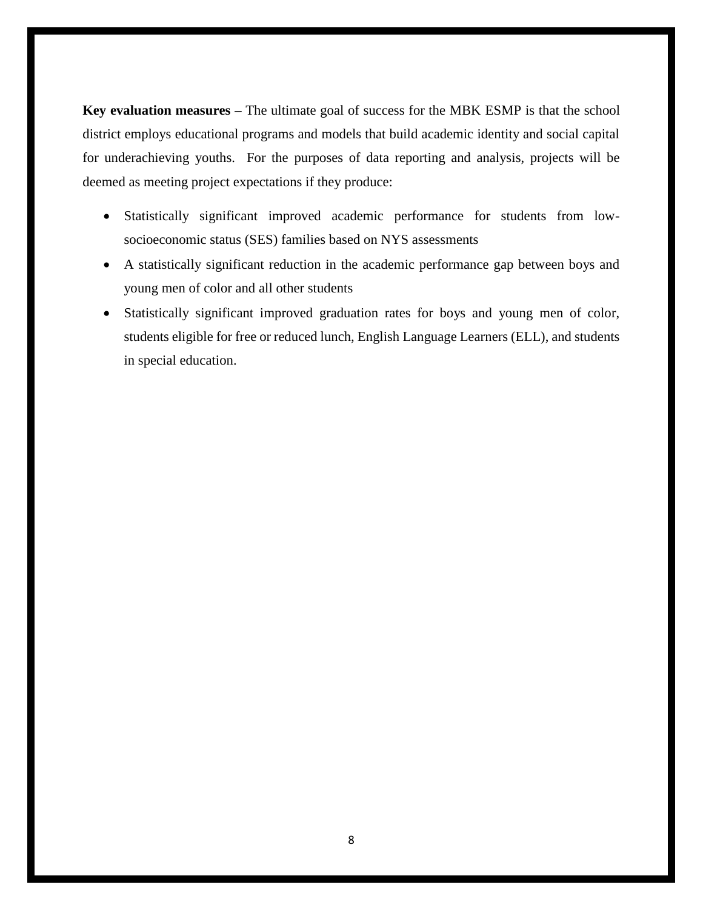**Key evaluation measures –** The ultimate goal of success for the MBK ESMP is that the school district employs educational programs and models that build academic identity and social capital for underachieving youths. For the purposes of data reporting and analysis, projects will be deemed as meeting project expectations if they produce:

- Statistically significant improved academic performance for students from low-socioeconomic status (SES) families based on NYS assessments
- A statistically significant reduction in the academic performance gap between boys and young men of color and all other students
- Statistically significant improved graduation rates for boys and young men of color, students eligible for free or reduced lunch, English Language Learners (ELL), and students in special education.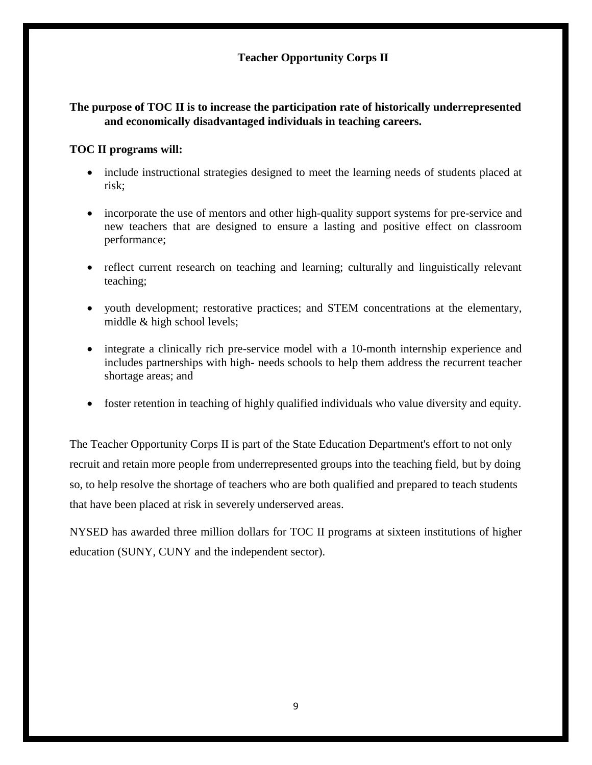# Teacher Opportunity Corps II

**The purpose of TOC II is to increase the participation rate of historically underrepresented and economically disadvantaged individuals in teaching careers.**

**TOC II programs will:**

- include instructional strategies designed to meet the learning needs of students placed at risk;
- incorporate the use of mentors and other high-quality support systems for pre-service and new teachers that are designed to ensure a lasting and positive effect on classroom performance;
- reflect current research on teaching and learning; culturally and linguistically relevant teaching;
- youth development; restorative practices; and STEM concentrations at the elementary, middle & high school levels;
- integrate a clinically rich pre-service model with a 10-month internship experience and includes partnerships with high- needs schools to help them address the recurrent teacher shortage areas; and
- foster retention in teaching of highly qualified individuals who value diversity and equity.

The Teacher Opportunity Corps II is part of the State Education Department's effort to not only recruit and retain more people from underrepresented groups into the teaching field, but by doing so, to help resolve the shortage of teachers who are both qualified and prepared to teach students that have been placed at risk in severely underserved areas.

NYSED has awarded three million dollars for TOC II programs at sixteen institutions of higher education (SUNY, CUNY and the independent sector).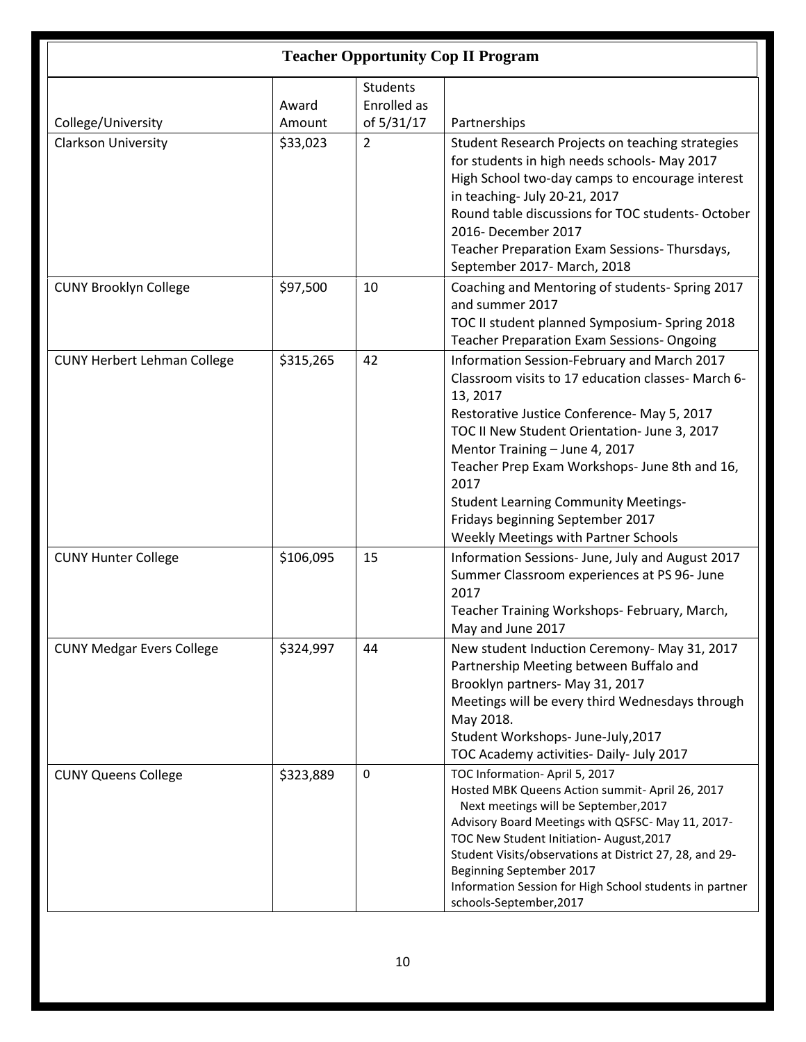## Teacher Opportunity Cop II Program

| College/University | Award Amount | Students Enrolled as of 5/31/17 | Partnerships |
|---|---|---|---|
| Clarkson University | $33,023 | 2 | Student Research Projects on teaching strategies for students in high needs schools- May 2017<br>High School two-day camps to encourage interest in teaching- July 20-21, 2017<br>Round table discussions for TOC students- October 2016- December 2017<br>Teacher Preparation Exam Sessions- Thursdays, September 2017- March, 2018 |
| CUNY Brooklyn College | $97,500 | 10 | Coaching and Mentoring of students- Spring 2017 and summer 2017<br>TOC II student planned Symposium- Spring 2018<br>Teacher Preparation Exam Sessions- Ongoing |
| CUNY Herbert Lehman College | $315,265 | 42 | Information Session-February and March 2017<br>Classroom visits to 17 education classes- March 6-13, 2017<br>Restorative Justice Conference- May 5, 2017<br>TOC II New Student Orientation- June 3, 2017<br>Mentor Training – June 4, 2017<br>Teacher Prep Exam Workshops- June 8th and 16, 2017<br>Student Learning Community Meetings-<br>Fridays beginning September 2017<br>Weekly Meetings with Partner Schools |
| CUNY Hunter College | $106,095 | 15 | Information Sessions- June, July and August 2017<br>Summer Classroom experiences at PS 96- June 2017<br>Teacher Training Workshops- February, March, May and June 2017 |
| CUNY Medgar Evers College | $324,997 | 44 | New student Induction Ceremony- May 31, 2017<br>Partnership Meeting between Buffalo and Brooklyn partners- May 31, 2017<br>Meetings will be every third Wednesdays through May 2018.<br>Student Workshops- June-July,2017<br>TOC Academy activities- Daily- July 2017 |
| CUNY Queens College | $323,889 | 0 | TOC Information- April 5, 2017<br>Hosted MBK Queens Action summit- April 26, 2017<br>Next meetings will be September,2017<br>Advisory Board Meetings with QSFSC- May 11, 2017-<br>TOC New Student Initiation- August,2017<br>Student Visits/observations at District 27, 28, and 29- Beginning September 2017<br>Information Session for High School students in partner schools-September,2017 |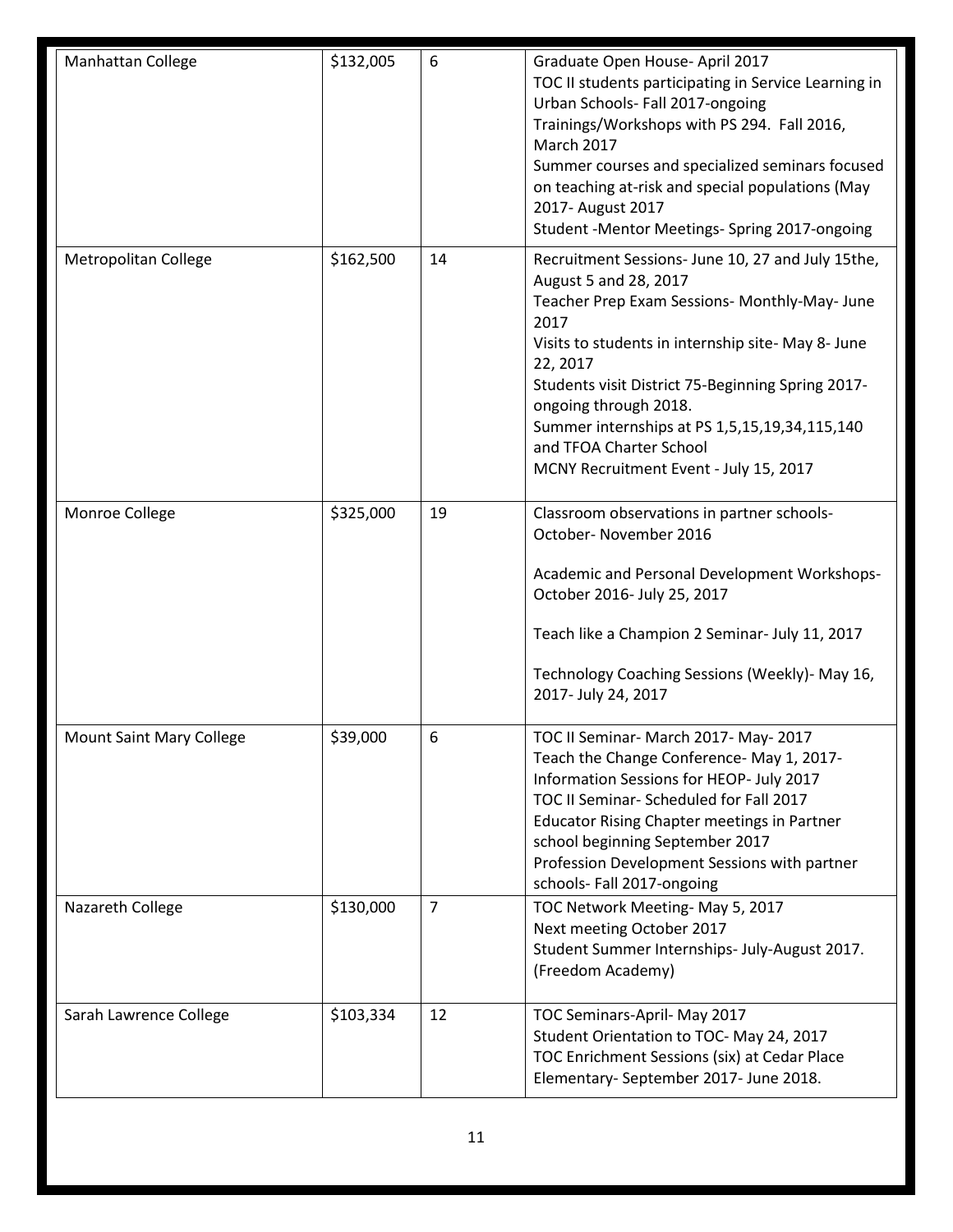| Manhattan College | $132,005 | 6 | Graduate Open House- April 2017<br>TOC II students participating in Service Learning in Urban Schools- Fall 2017-ongoing<br>Trainings/Workshops with PS 294. Fall 2016, March 2017<br>Summer courses and specialized seminars focused on teaching at-risk and special populations (May 2017- August 2017<br>Student -Mentor Meetings- Spring 2017-ongoing |
|---|---|---|---|
| Metropolitan College | $162,500 | 14 | Recruitment Sessions- June 10, 27 and July 15the, August 5 and 28, 2017<br>Teacher Prep Exam Sessions- Monthly-May- June 2017<br>Visits to students in internship site- May 8- June 22, 2017<br>Students visit District 75-Beginning Spring 2017-ongoing through 2018.<br>Summer internships at PS 1,5,15,19,34,115,140 and TFOA Charter School<br>MCNY Recruitment Event - July 15, 2017 |
| Monroe College | $325,000 | 19 | Classroom observations in partner schools- October- November 2016<br><br>Academic and Personal Development Workshops- October 2016- July 25, 2017<br><br>Teach like a Champion 2 Seminar- July 11, 2017<br><br>Technology Coaching Sessions (Weekly)- May 16, 2017- July 24, 2017 |
| Mount Saint Mary College | $39,000 | 6 | TOC II Seminar- March 2017- May- 2017<br>Teach the Change Conference- May 1, 2017-<br>Information Sessions for HEOP- July 2017<br>TOC II Seminar- Scheduled for Fall 2017<br>Educator Rising Chapter meetings in Partner school beginning September 2017<br>Profession Development Sessions with partner schools- Fall 2017-ongoing |
| Nazareth College | $130,000 | 7 | TOC Network Meeting- May 5, 2017<br>Next meeting October 2017<br>Student Summer Internships- July-August 2017. (Freedom Academy) |
| Sarah Lawrence College | $103,334 | 12 | TOC Seminars-April- May 2017<br>Student Orientation to TOC- May 24, 2017<br>TOC Enrichment Sessions (six) at Cedar Place Elementary- September 2017- June 2018. |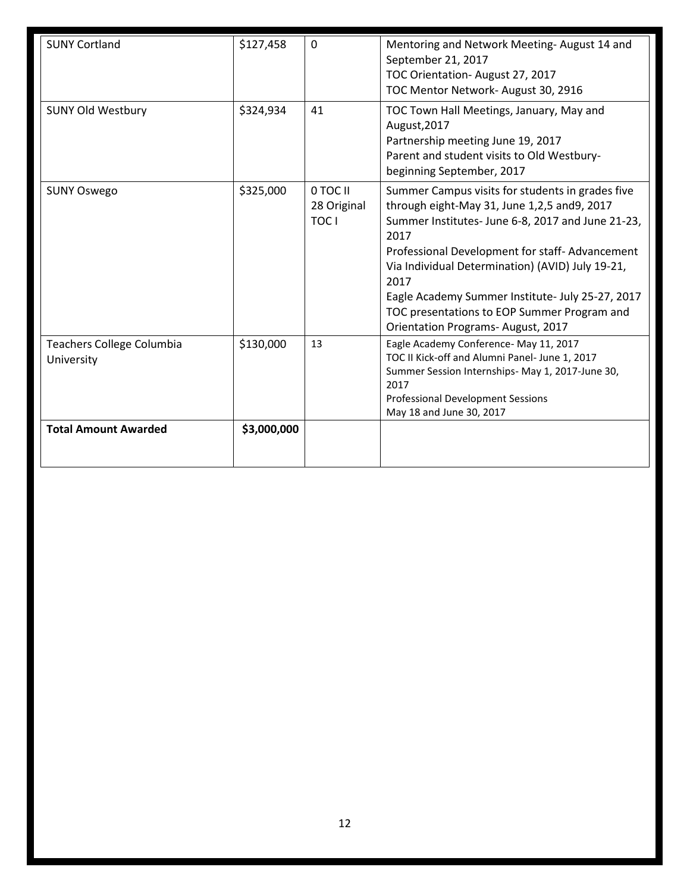| SUNY Cortland | \$127,458 | 0 | Mentoring and Network Meeting- August 14 and September 21, 2017<br>TOC Orientation- August 27, 2017<br>TOC Mentor Network- August 30, 2916 |
|---|---|---|---|
| SUNY Old Westbury | \$324,934 | 41 | TOC Town Hall Meetings, January, May and August,2017<br>Partnership meeting June 19, 2017<br>Parent and student visits to Old Westbury- beginning September, 2017 |
| SUNY Oswego | \$325,000 | 0 TOC II<br>28 Original TOC I | Summer Campus visits for students in grades five through eight-May 31, June 1,2,5 and9, 2017<br>Summer Institutes- June 6-8, 2017 and June 21-23, 2017<br>Professional Development for staff- Advancement Via Individual Determination) (AVID) July 19-21, 2017<br>Eagle Academy Summer Institute- July 25-27, 2017<br>TOC presentations to EOP Summer Program and Orientation Programs- August, 2017 |
| Teachers College Columbia University | \$130,000 | 13 | Eagle Academy Conference- May 11, 2017<br>TOC II Kick-off and Alumni Panel- June 1, 2017<br>Summer Session Internships- May 1, 2017-June 30, 2017<br>Professional Development Sessions<br>May 18 and June 30, 2017 |
| **Total Amount Awarded** | **\$3,000,000** | | |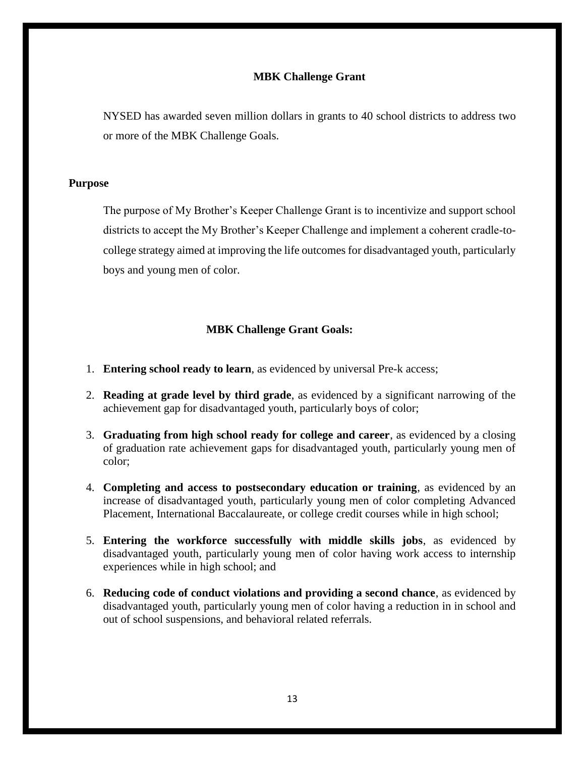## MBK Challenge Grant

NYSED has awarded seven million dollars in grants to 40 school districts to address two or more of the MBK Challenge Goals.

### Purpose

The purpose of My Brother's Keeper Challenge Grant is to incentivize and support school districts to accept the My Brother's Keeper Challenge and implement a coherent cradle-to-college strategy aimed at improving the life outcomes for disadvantaged youth, particularly boys and young men of color.

### MBK Challenge Grant Goals:

1. **Entering school ready to learn**, as evidenced by universal Pre-k access;
2. **Reading at grade level by third grade**, as evidenced by a significant narrowing of the achievement gap for disadvantaged youth, particularly boys of color;
3. **Graduating from high school ready for college and career**, as evidenced by a closing of graduation rate achievement gaps for disadvantaged youth, particularly young men of color;
4. **Completing and access to postsecondary education or training**, as evidenced by an increase of disadvantaged youth, particularly young men of color completing Advanced Placement, International Baccalaureate, or college credit courses while in high school;
5. **Entering the workforce successfully with middle skills jobs**, as evidenced by disadvantaged youth, particularly young men of color having work access to internship experiences while in high school; and
6. **Reducing code of conduct violations and providing a second chance**, as evidenced by disadvantaged youth, particularly young men of color having a reduction in in school and out of school suspensions, and behavioral related referrals.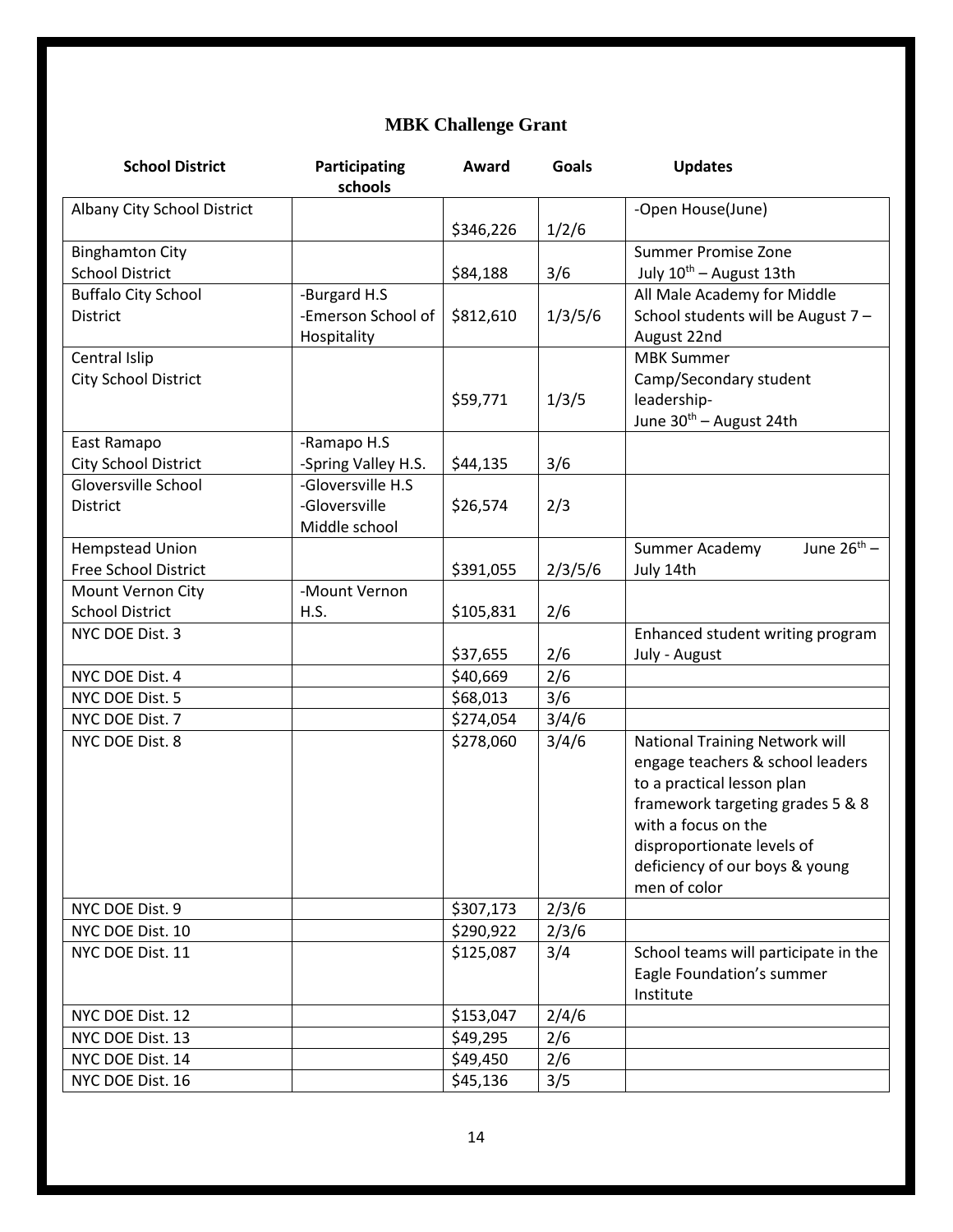## MBK Challenge Grant

| School District | Participating schools | Award | Goals | Updates |
|---|---|---|---|---|
| Albany City School District | | $346,226 | 1/2/6 | -Open House(June) |
| Binghamton City School District | | $84,188 | 3/6 | Summer Promise Zone July 10th – August 13th |
| Buffalo City School District | -Burgard H.S -Emerson School of Hospitality | $812,610 | 1/3/5/6 | All Male Academy for Middle School students will be August 7 – August 22nd |
| Central Islip City School District | | $59,771 | 1/3/5 | MBK Summer Camp/Secondary student leadership- June 30th – August 24th |
| East Ramapo City School District | -Ramapo H.S -Spring Valley H.S. | $44,135 | 3/6 | |
| Gloversville School District | -Gloversville H.S -Gloversville Middle school | $26,574 | 2/3 | |
| Hempstead Union Free School District | | $391,055 | 2/3/5/6 | Summer Academy June 26th – July 14th |
| Mount Vernon City School District | -Mount Vernon H.S. | $105,831 | 2/6 | |
| NYC DOE Dist. 3 | | $37,655 | 2/6 | Enhanced student writing program July - August |
| NYC DOE Dist. 4 | | $40,669 | 2/6 | |
| NYC DOE Dist. 5 | | $68,013 | 3/6 | |
| NYC DOE Dist. 7 | | $274,054 | 3/4/6 | |
| NYC DOE Dist. 8 | | $278,060 | 3/4/6 | National Training Network will engage teachers & school leaders to a practical lesson plan framework targeting grades 5 & 8 with a focus on the disproportionate levels of deficiency of our boys & young men of color |
| NYC DOE Dist. 9 | | $307,173 | 2/3/6 | |
| NYC DOE Dist. 10 | | $290,922 | 2/3/6 | |
| NYC DOE Dist. 11 | | $125,087 | 3/4 | School teams will participate in the Eagle Foundation's summer Institute |
| NYC DOE Dist. 12 | | $153,047 | 2/4/6 | |
| NYC DOE Dist. 13 | | $49,295 | 2/6 | |
| NYC DOE Dist. 14 | | $49,450 | 2/6 | |
| NYC DOE Dist. 16 | | $45,136 | 3/5 | |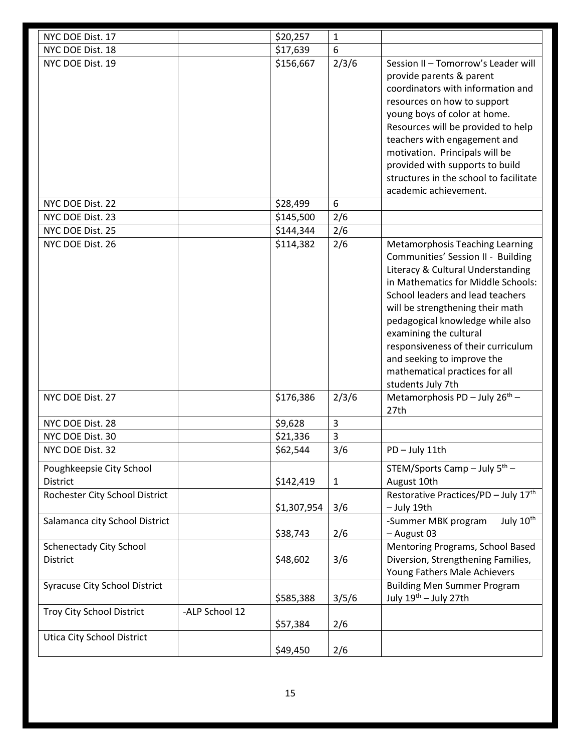| | | | | |
|---|---|---|---|---|
| NYC DOE Dist. 17 | | $20,257 | 1 | |
| NYC DOE Dist. 18 | | $17,639 | 6 | |
| NYC DOE Dist. 19 | | $156,667 | 2/3/6 | Session II – Tomorrow's Leader will provide parents & parent coordinators with information and resources on how to support young boys of color at home. Resources will be provided to help teachers with engagement and motivation. Principals will be provided with supports to build structures in the school to facilitate academic achievement. |
| NYC DOE Dist. 22 | | $28,499 | 6 | |
| NYC DOE Dist. 23 | | $145,500 | 2/6 | |
| NYC DOE Dist. 25 | | $144,344 | 2/6 | |
| NYC DOE Dist. 26 | | $114,382 | 2/6 | Metamorphosis Teaching Learning Communities' Session II - Building Literacy & Cultural Understanding in Mathematics for Middle Schools: School leaders and lead teachers will be strengthening their math pedagogical knowledge while also examining the cultural responsiveness of their curriculum and seeking to improve the mathematical practices for all students July 7th |
| NYC DOE Dist. 27 | | $176,386 | 2/3/6 | Metamorphosis PD – July 26th – 27th |
| NYC DOE Dist. 28 | | $9,628 | 3 | |
| NYC DOE Dist. 30 | | $21,336 | 3 | |
| NYC DOE Dist. 32 | | $62,544 | 3/6 | PD – July 11th |
| Poughkeepsie City School District | | $142,419 | 1 | STEM/Sports Camp – July 5th – August 10th |
| Rochester City School District | | $1,307,954 | 3/6 | Restorative Practices/PD – July 17th – July 19th |
| Salamanca city School District | | $38,743 | 2/6 | -Summer MBK program July 10th – August 03 |
| Schenectady City School District | | $48,602 | 3/6 | Mentoring Programs, School Based Diversion, Strengthening Families, Young Fathers Male Achievers |
| Syracuse City School District | | $585,388 | 3/5/6 | Building Men Summer Program July 19th – July 27th |
| Troy City School District | -ALP School 12 | $57,384 | 2/6 | |
| Utica City School District | | $49,450 | 2/6 | |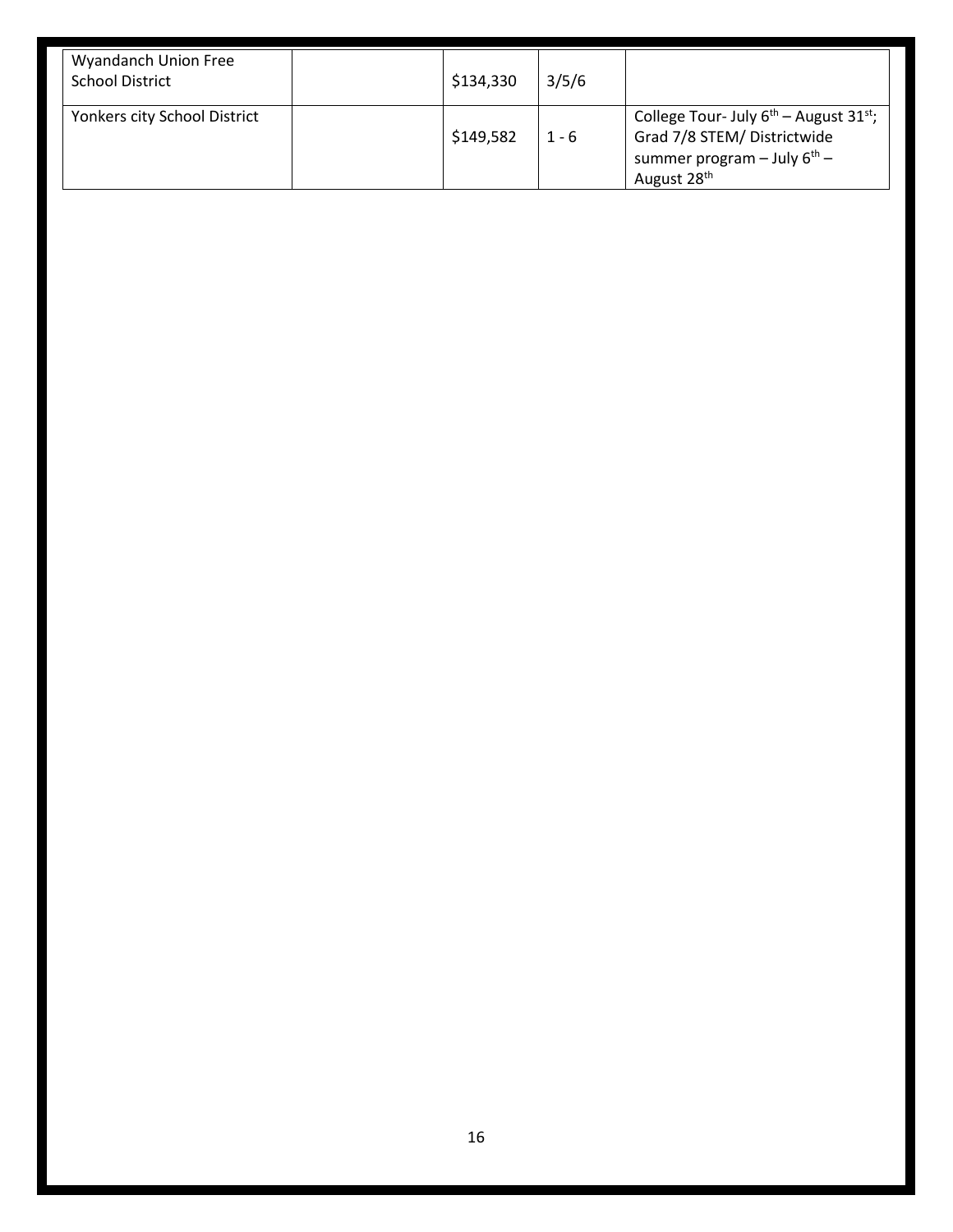| | | | | |
|---|---|---|---|---|
| Wyandanch Union Free School District | | \$134,330 | 3/5/6 | |
| Yonkers city School District | | \$149,582 | 1 - 6 | College Tour- July 6th – August 31st; Grad 7/8 STEM/ Districtwide summer program – July 6th – August 28th |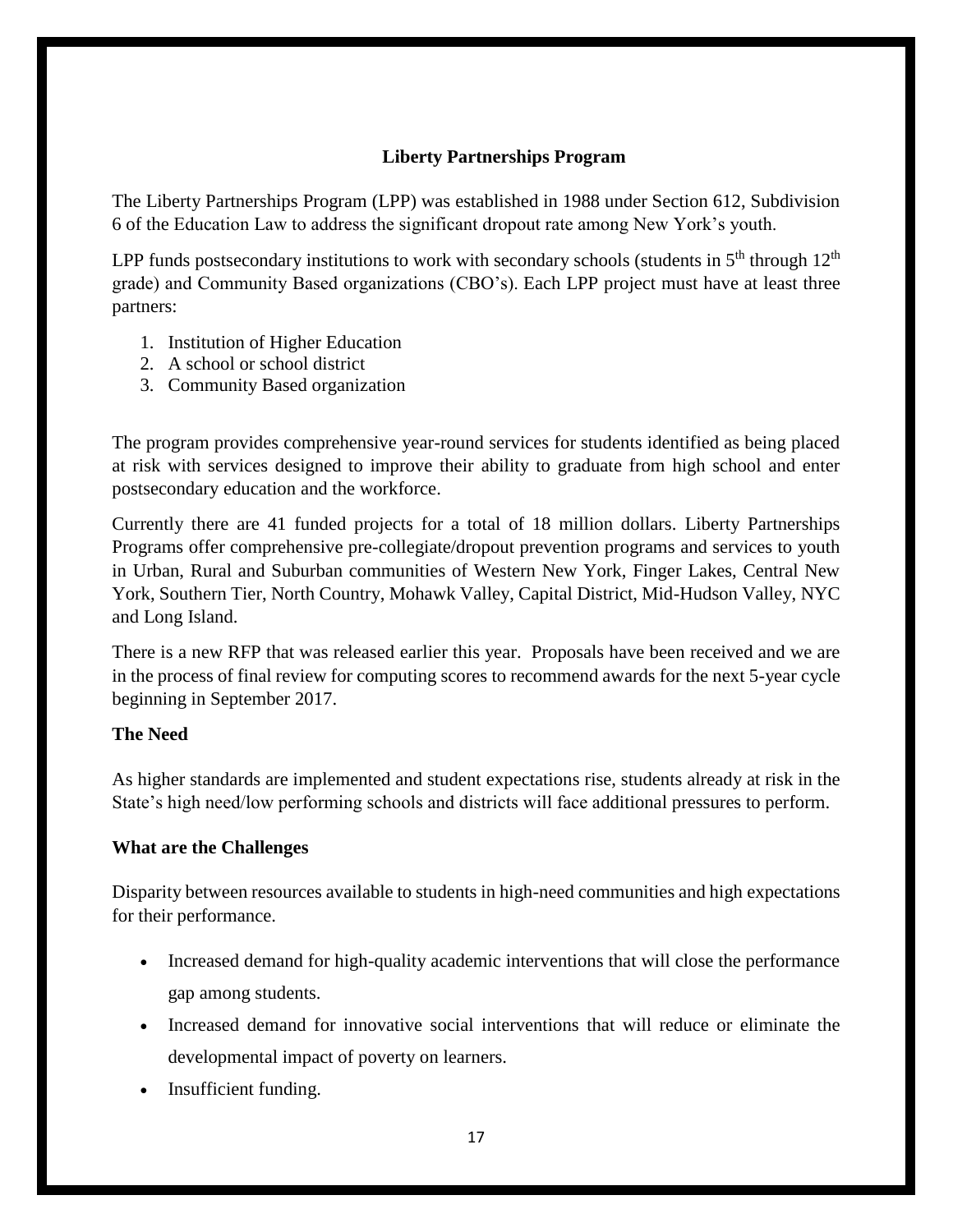## Liberty Partnerships Program

The Liberty Partnerships Program (LPP) was established in 1988 under Section 612, Subdivision 6 of the Education Law to address the significant dropout rate among New York's youth.

LPP funds postsecondary institutions to work with secondary schools (students in 5th through 12th grade) and Community Based organizations (CBO's). Each LPP project must have at least three partners:

1. Institution of Higher Education
2. A school or school district
3. Community Based organization

The program provides comprehensive year-round services for students identified as being placed at risk with services designed to improve their ability to graduate from high school and enter postsecondary education and the workforce.

Currently there are 41 funded projects for a total of 18 million dollars. Liberty Partnerships Programs offer comprehensive pre-collegiate/dropout prevention programs and services to youth in Urban, Rural and Suburban communities of Western New York, Finger Lakes, Central New York, Southern Tier, North Country, Mohawk Valley, Capital District, Mid-Hudson Valley, NYC and Long Island.

There is a new RFP that was released earlier this year. Proposals have been received and we are in the process of final review for computing scores to recommend awards for the next 5-year cycle beginning in September 2017.

### The Need

As higher standards are implemented and student expectations rise, students already at risk in the State's high need/low performing schools and districts will face additional pressures to perform.

### What are the Challenges

Disparity between resources available to students in high-need communities and high expectations for their performance.

- Increased demand for high-quality academic interventions that will close the performance gap among students.
- Increased demand for innovative social interventions that will reduce or eliminate the developmental impact of poverty on learners.
- Insufficient funding.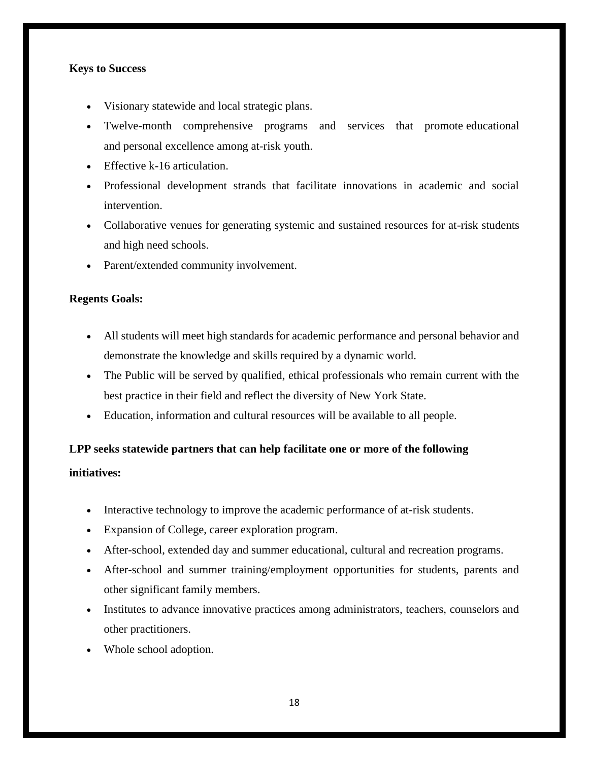**Keys to Success**

- Visionary statewide and local strategic plans.
- Twelve-month comprehensive programs and services that promote educational and personal excellence among at-risk youth.
- Effective k-16 articulation.
- Professional development strands that facilitate innovations in academic and social intervention.
- Collaborative venues for generating systemic and sustained resources for at-risk students and high need schools.
- Parent/extended community involvement.

**Regents Goals:**

- All students will meet high standards for academic performance and personal behavior and demonstrate the knowledge and skills required by a dynamic world.
- The Public will be served by qualified, ethical professionals who remain current with the best practice in their field and reflect the diversity of New York State.
- Education, information and cultural resources will be available to all people.

**LPP seeks statewide partners that can help facilitate one or more of the following initiatives:**

- Interactive technology to improve the academic performance of at-risk students.
- Expansion of College, career exploration program.
- After-school, extended day and summer educational, cultural and recreation programs.
- After-school and summer training/employment opportunities for students, parents and other significant family members.
- Institutes to advance innovative practices among administrators, teachers, counselors and other practitioners.
- Whole school adoption.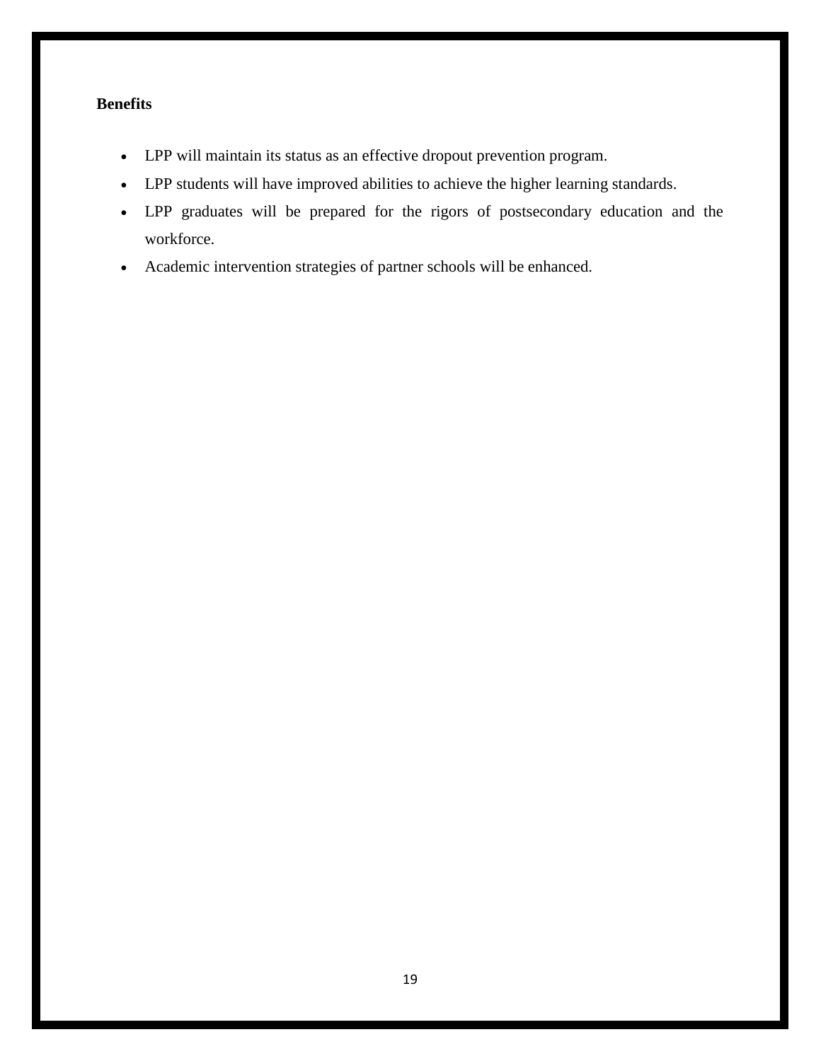**Benefits**

- LPP will maintain its status as an effective dropout prevention program.
- LPP students will have improved abilities to achieve the higher learning standards.
- LPP graduates will be prepared for the rigors of postsecondary education and the workforce.
- Academic intervention strategies of partner schools will be enhanced.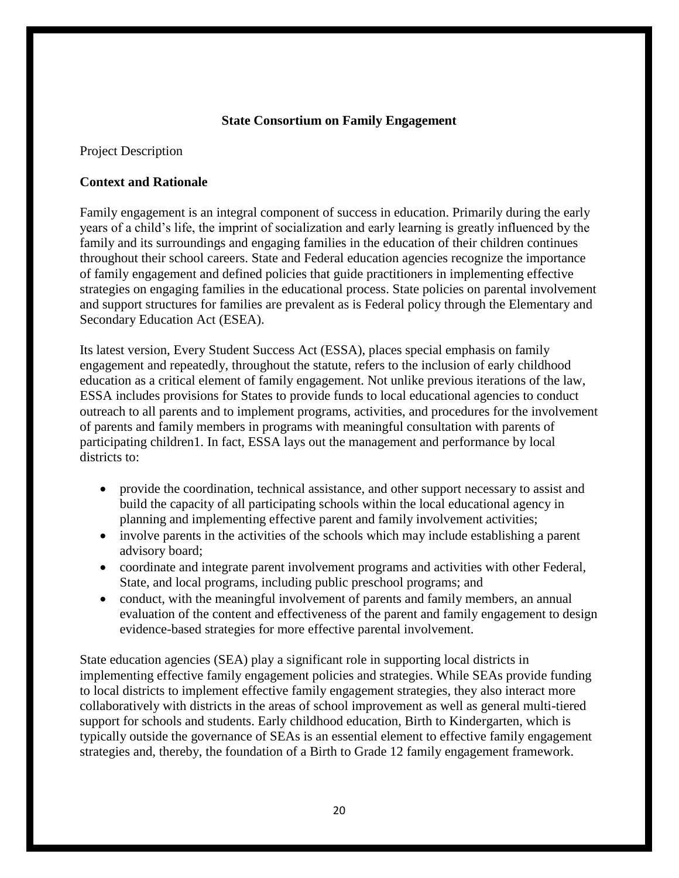**State Consortium on Family Engagement**

Project Description

**Context and Rationale**

Family engagement is an integral component of success in education. Primarily during the early years of a child's life, the imprint of socialization and early learning is greatly influenced by the family and its surroundings and engaging families in the education of their children continues throughout their school careers. State and Federal education agencies recognize the importance of family engagement and defined policies that guide practitioners in implementing effective strategies on engaging families in the educational process. State policies on parental involvement and support structures for families are prevalent as is Federal policy through the Elementary and Secondary Education Act (ESEA).

Its latest version, Every Student Success Act (ESSA), places special emphasis on family engagement and repeatedly, throughout the statute, refers to the inclusion of early childhood education as a critical element of family engagement. Not unlike previous iterations of the law, ESSA includes provisions for States to provide funds to local educational agencies to conduct outreach to all parents and to implement programs, activities, and procedures for the involvement of parents and family members in programs with meaningful consultation with parents of participating children1. In fact, ESSA lays out the management and performance by local districts to:

- provide the coordination, technical assistance, and other support necessary to assist and build the capacity of all participating schools within the local educational agency in planning and implementing effective parent and family involvement activities;
- involve parents in the activities of the schools which may include establishing a parent advisory board;
- coordinate and integrate parent involvement programs and activities with other Federal, State, and local programs, including public preschool programs; and
- conduct, with the meaningful involvement of parents and family members, an annual evaluation of the content and effectiveness of the parent and family engagement to design evidence-based strategies for more effective parental involvement.

State education agencies (SEA) play a significant role in supporting local districts in implementing effective family engagement policies and strategies. While SEAs provide funding to local districts to implement effective family engagement strategies, they also interact more collaboratively with districts in the areas of school improvement as well as general multi-tiered support for schools and students. Early childhood education, Birth to Kindergarten, which is typically outside the governance of SEAs is an essential element to effective family engagement strategies and, thereby, the foundation of a Birth to Grade 12 family engagement framework.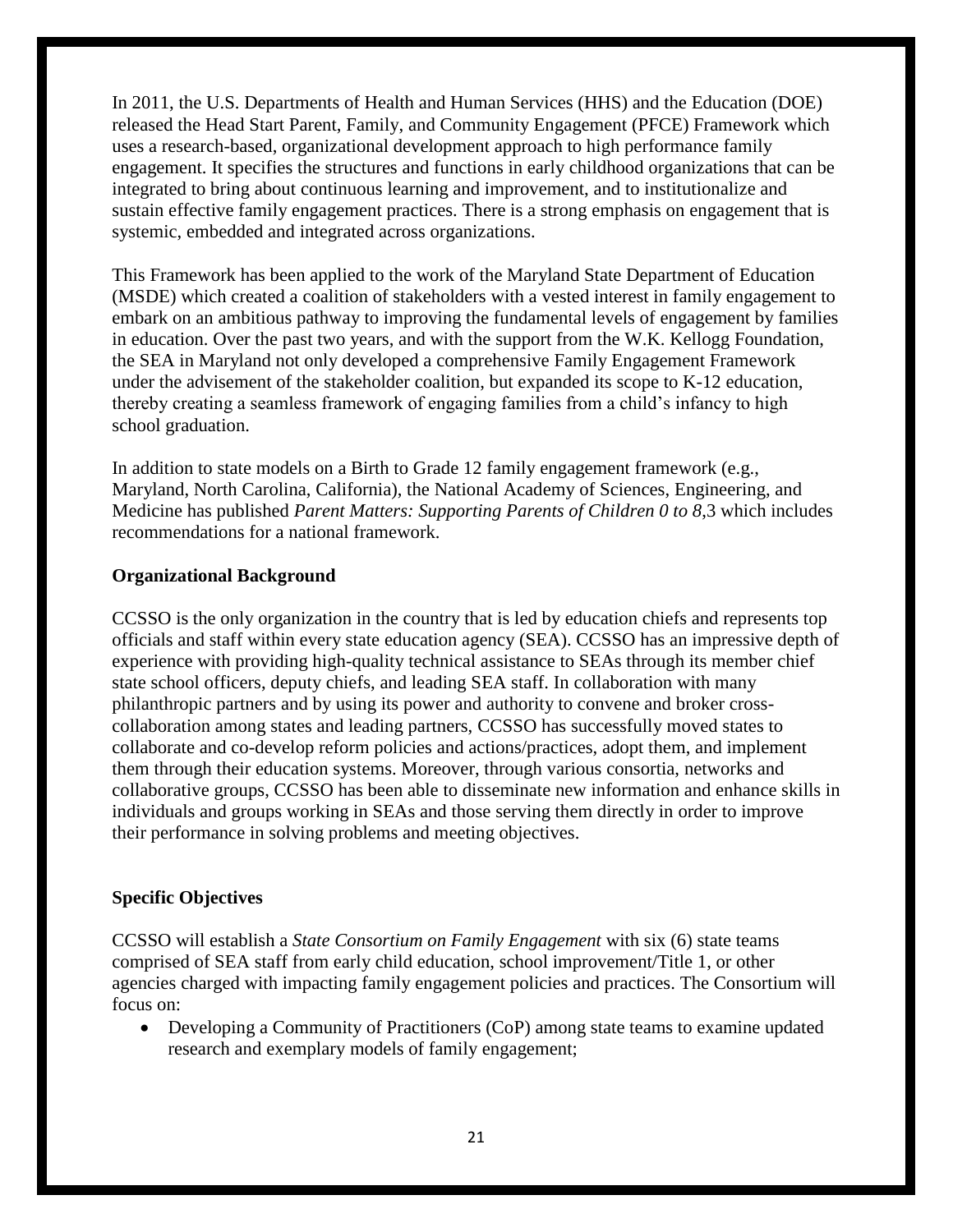In 2011, the U.S. Departments of Health and Human Services (HHS) and the Education (DOE) released the Head Start Parent, Family, and Community Engagement (PFCE) Framework which uses a research-based, organizational development approach to high performance family engagement. It specifies the structures and functions in early childhood organizations that can be integrated to bring about continuous learning and improvement, and to institutionalize and sustain effective family engagement practices. There is a strong emphasis on engagement that is systemic, embedded and integrated across organizations.

This Framework has been applied to the work of the Maryland State Department of Education (MSDE) which created a coalition of stakeholders with a vested interest in family engagement to embark on an ambitious pathway to improving the fundamental levels of engagement by families in education. Over the past two years, and with the support from the W.K. Kellogg Foundation, the SEA in Maryland not only developed a comprehensive Family Engagement Framework under the advisement of the stakeholder coalition, but expanded its scope to K-12 education, thereby creating a seamless framework of engaging families from a child's infancy to high school graduation.

In addition to state models on a Birth to Grade 12 family engagement framework (e.g., Maryland, North Carolina, California), the National Academy of Sciences, Engineering, and Medicine has published *Parent Matters: Supporting Parents of Children 0 to 8*,3 which includes recommendations for a national framework.

**Organizational Background**

CCSSO is the only organization in the country that is led by education chiefs and represents top officials and staff within every state education agency (SEA). CCSSO has an impressive depth of experience with providing high-quality technical assistance to SEAs through its member chief state school officers, deputy chiefs, and leading SEA staff. In collaboration with many philanthropic partners and by using its power and authority to convene and broker cross-collaboration among states and leading partners, CCSSO has successfully moved states to collaborate and co-develop reform policies and actions/practices, adopt them, and implement them through their education systems. Moreover, through various consortia, networks and collaborative groups, CCSSO has been able to disseminate new information and enhance skills in individuals and groups working in SEAs and those serving them directly in order to improve their performance in solving problems and meeting objectives.

**Specific Objectives**

CCSSO will establish a *State Consortium on Family Engagement* with six (6) state teams comprised of SEA staff from early child education, school improvement/Title 1, or other agencies charged with impacting family engagement policies and practices. The Consortium will focus on:

- Developing a Community of Practitioners (CoP) among state teams to examine updated research and exemplary models of family engagement;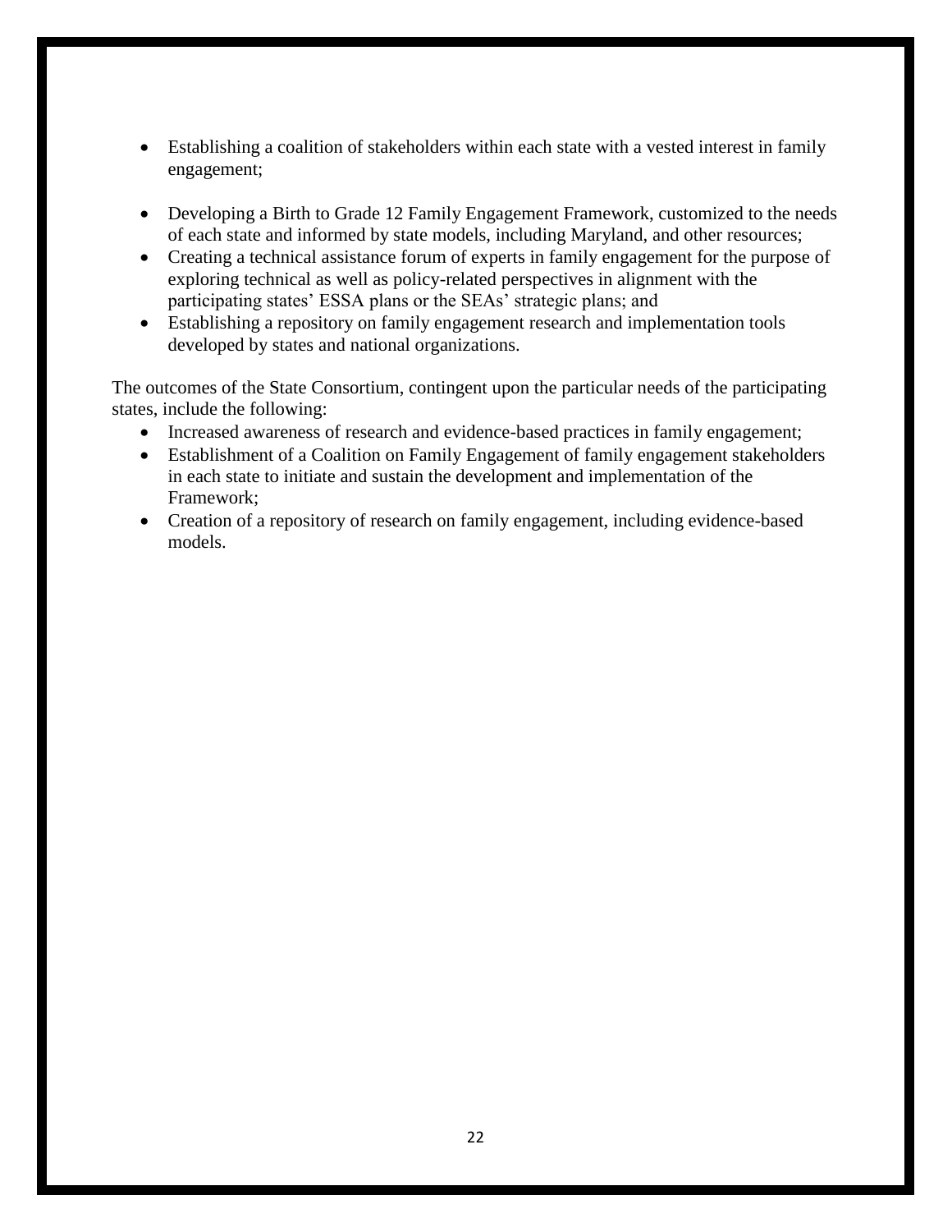- Establishing a coalition of stakeholders within each state with a vested interest in family engagement;
- Developing a Birth to Grade 12 Family Engagement Framework, customized to the needs of each state and informed by state models, including Maryland, and other resources;
- Creating a technical assistance forum of experts in family engagement for the purpose of exploring technical as well as policy-related perspectives in alignment with the participating states' ESSA plans or the SEAs' strategic plans; and
- Establishing a repository on family engagement research and implementation tools developed by states and national organizations.

The outcomes of the State Consortium, contingent upon the particular needs of the participating states, include the following:

- Increased awareness of research and evidence-based practices in family engagement;
- Establishment of a Coalition on Family Engagement of family engagement stakeholders in each state to initiate and sustain the development and implementation of the Framework;
- Creation of a repository of research on family engagement, including evidence-based models.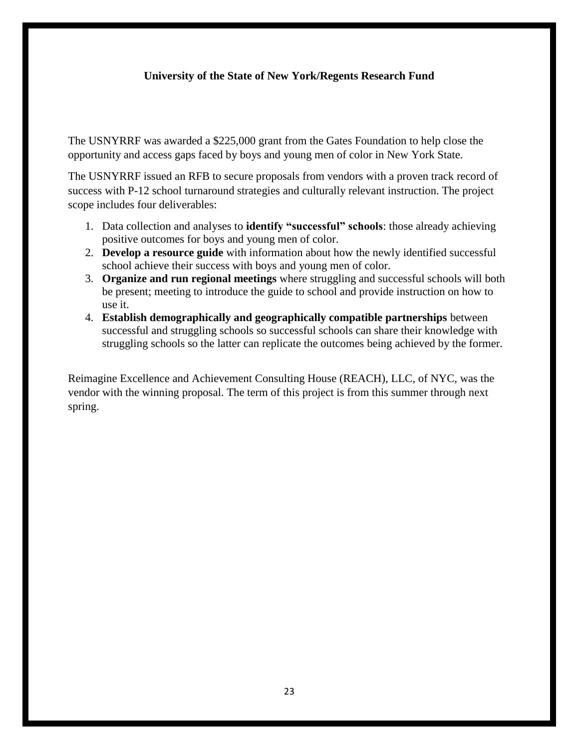## University of the State of New York/Regents Research Fund

The USNYRRF was awarded a $225,000 grant from the Gates Foundation to help close the opportunity and access gaps faced by boys and young men of color in New York State.

The USNYRRF issued an RFB to secure proposals from vendors with a proven track record of success with P-12 school turnaround strategies and culturally relevant instruction. The project scope includes four deliverables:

1. Data collection and analyses to **identify "successful" schools**: those already achieving positive outcomes for boys and young men of color.
2. **Develop a resource guide** with information about how the newly identified successful school achieve their success with boys and young men of color.
3. **Organize and run regional meetings** where struggling and successful schools will both be present; meeting to introduce the guide to school and provide instruction on how to use it.
4. **Establish demographically and geographically compatible partnerships** between successful and struggling schools so successful schools can share their knowledge with struggling schools so the latter can replicate the outcomes being achieved by the former.

Reimagine Excellence and Achievement Consulting House (REACH), LLC, of NYC, was the vendor with the winning proposal. The term of this project is from this summer through next spring.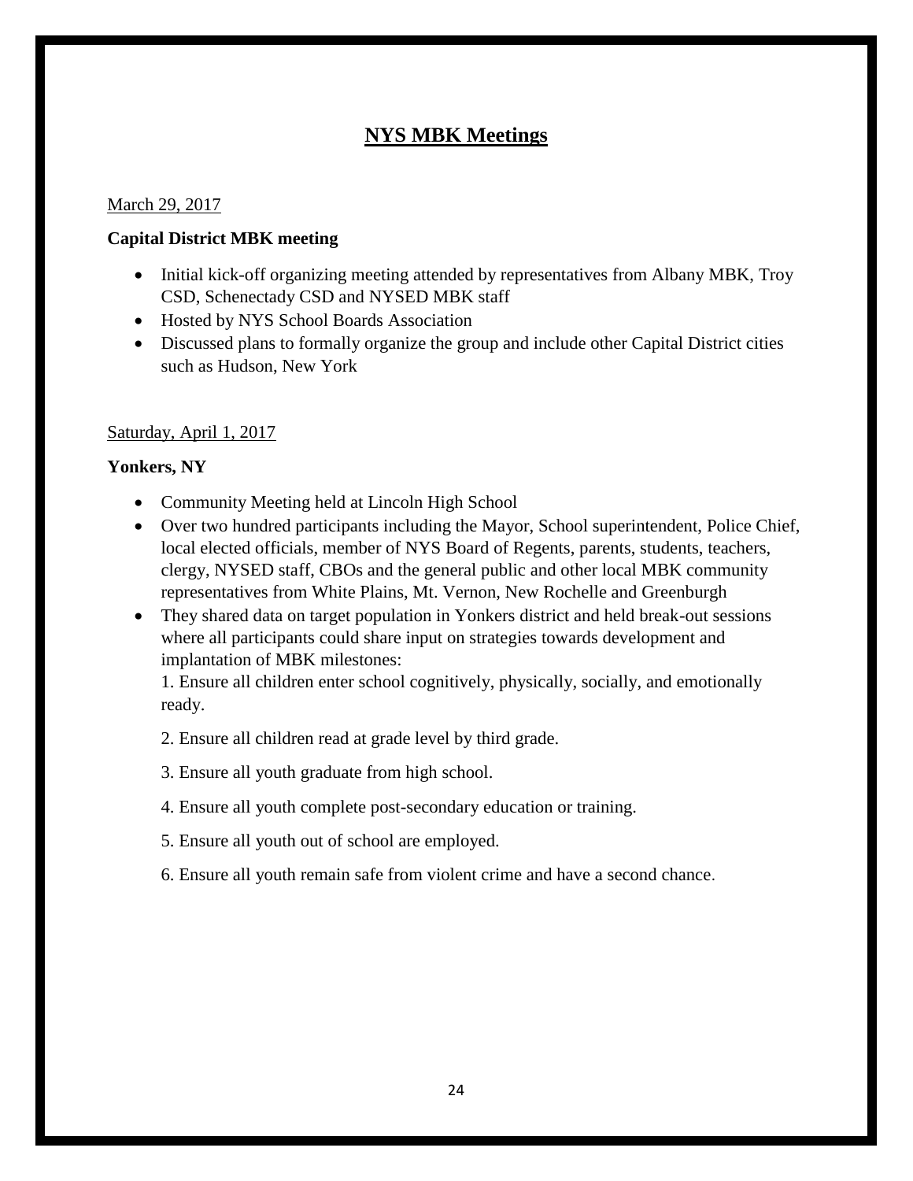# NYS MBK Meetings

March 29, 2017

**Capital District MBK meeting**

- Initial kick-off organizing meeting attended by representatives from Albany MBK, Troy CSD, Schenectady CSD and NYSED MBK staff
- Hosted by NYS School Boards Association
- Discussed plans to formally organize the group and include other Capital District cities such as Hudson, New York

Saturday, April 1, 2017

**Yonkers, NY**

- Community Meeting held at Lincoln High School
- Over two hundred participants including the Mayor, School superintendent, Police Chief, local elected officials, member of NYS Board of Regents, parents, students, teachers, clergy, NYSED staff, CBOs and the general public and other local MBK community representatives from White Plains, Mt. Vernon, New Rochelle and Greenburgh
- They shared data on target population in Yonkers district and held break-out sessions where all participants could share input on strategies towards development and implantation of MBK milestones:

  1. Ensure all children enter school cognitively, physically, socially, and emotionally ready.

  2. Ensure all children read at grade level by third grade.

  3. Ensure all youth graduate from high school.

  4. Ensure all youth complete post-secondary education or training.

  5. Ensure all youth out of school are employed.

  6. Ensure all youth remain safe from violent crime and have a second chance.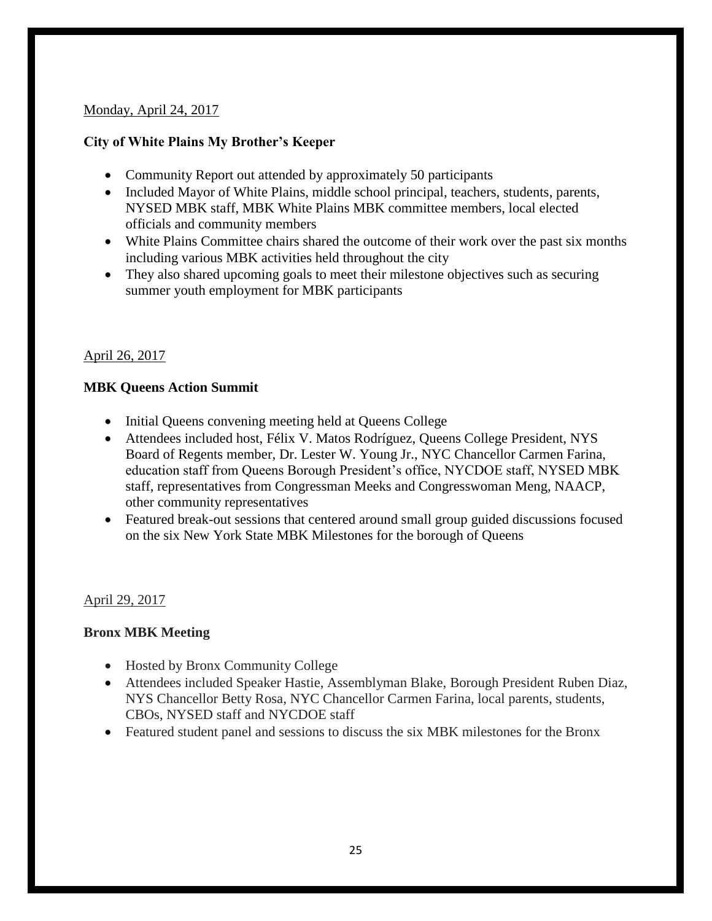Monday, April 24, 2017

**City of White Plains My Brother's Keeper**

- Community Report out attended by approximately 50 participants
- Included Mayor of White Plains, middle school principal, teachers, students, parents, NYSED MBK staff, MBK White Plains MBK committee members, local elected officials and community members
- White Plains Committee chairs shared the outcome of their work over the past six months including various MBK activities held throughout the city
- They also shared upcoming goals to meet their milestone objectives such as securing summer youth employment for MBK participants

April 26, 2017

**MBK Queens Action Summit**

- Initial Queens convening meeting held at Queens College
- Attendees included host, Félix V. Matos Rodríguez, Queens College President, NYS Board of Regents member, Dr. Lester W. Young Jr., NYC Chancellor Carmen Farina, education staff from Queens Borough President's office, NYCDOE staff, NYSED MBK staff, representatives from Congressman Meeks and Congresswoman Meng, NAACP, other community representatives
- Featured break-out sessions that centered around small group guided discussions focused on the six New York State MBK Milestones for the borough of Queens

April 29, 2017

**Bronx MBK Meeting**

- Hosted by Bronx Community College
- Attendees included Speaker Hastie, Assemblyman Blake, Borough President Ruben Diaz, NYS Chancellor Betty Rosa, NYC Chancellor Carmen Farina, local parents, students, CBOs, NYSED staff and NYCDOE staff
- Featured student panel and sessions to discuss the six MBK milestones for the Bronx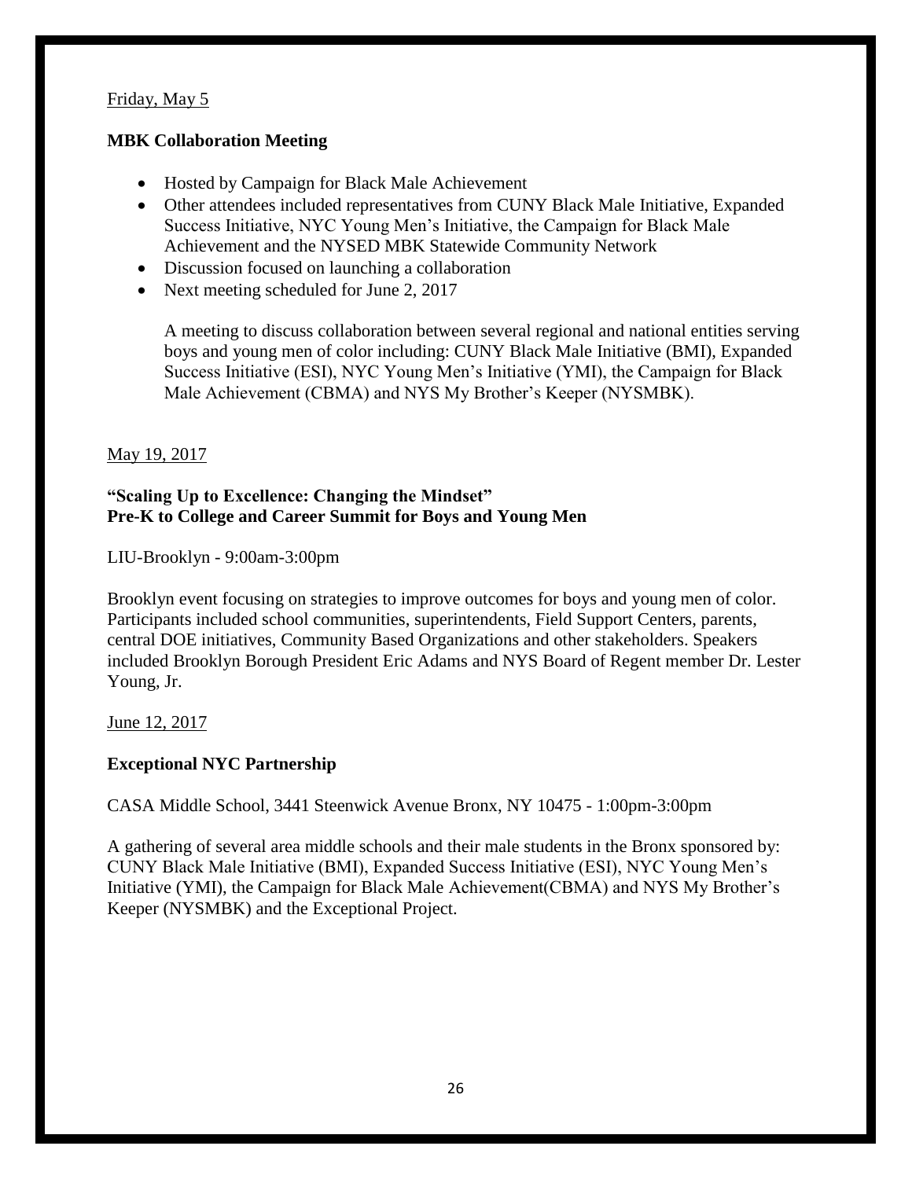Friday, May 5

**MBK Collaboration Meeting**

- Hosted by Campaign for Black Male Achievement
- Other attendees included representatives from CUNY Black Male Initiative, Expanded Success Initiative, NYC Young Men's Initiative, the Campaign for Black Male Achievement and the NYSED MBK Statewide Community Network
- Discussion focused on launching a collaboration
- Next meeting scheduled for June 2, 2017

  A meeting to discuss collaboration between several regional and national entities serving boys and young men of color including: CUNY Black Male Initiative (BMI), Expanded Success Initiative (ESI), NYC Young Men's Initiative (YMI), the Campaign for Black Male Achievement (CBMA) and NYS My Brother's Keeper (NYSMBK).

May 19, 2017

**"Scaling Up to Excellence: Changing the Mindset"**
**Pre-K to College and Career Summit for Boys and Young Men**

LIU-Brooklyn - 9:00am-3:00pm

Brooklyn event focusing on strategies to improve outcomes for boys and young men of color. Participants included school communities, superintendents, Field Support Centers, parents, central DOE initiatives, Community Based Organizations and other stakeholders. Speakers included Brooklyn Borough President Eric Adams and NYS Board of Regent member Dr. Lester Young, Jr.

June 12, 2017

**Exceptional NYC Partnership**

CASA Middle School, 3441 Steenwick Avenue Bronx, NY 10475 - 1:00pm-3:00pm

A gathering of several area middle schools and their male students in the Bronx sponsored by: CUNY Black Male Initiative (BMI), Expanded Success Initiative (ESI), NYC Young Men's Initiative (YMI), the Campaign for Black Male Achievement(CBMA) and NYS My Brother's Keeper (NYSMBK) and the Exceptional Project.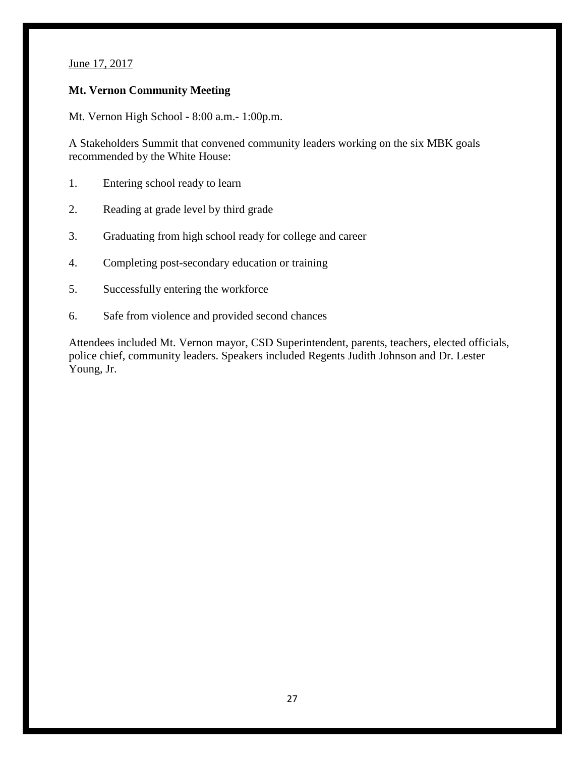<u>June 17, 2017</u>

**Mt. Vernon Community Meeting**

Mt. Vernon High School - 8:00 a.m.- 1:00p.m.

A Stakeholders Summit that convened community leaders working on the six MBK goals recommended by the White House:

1. Entering school ready to learn
2. Reading at grade level by third grade
3. Graduating from high school ready for college and career
4. Completing post-secondary education or training
5. Successfully entering the workforce
6. Safe from violence and provided second chances

Attendees included Mt. Vernon mayor, CSD Superintendent, parents, teachers, elected officials, police chief, community leaders. Speakers included Regents Judith Johnson and Dr. Lester Young, Jr.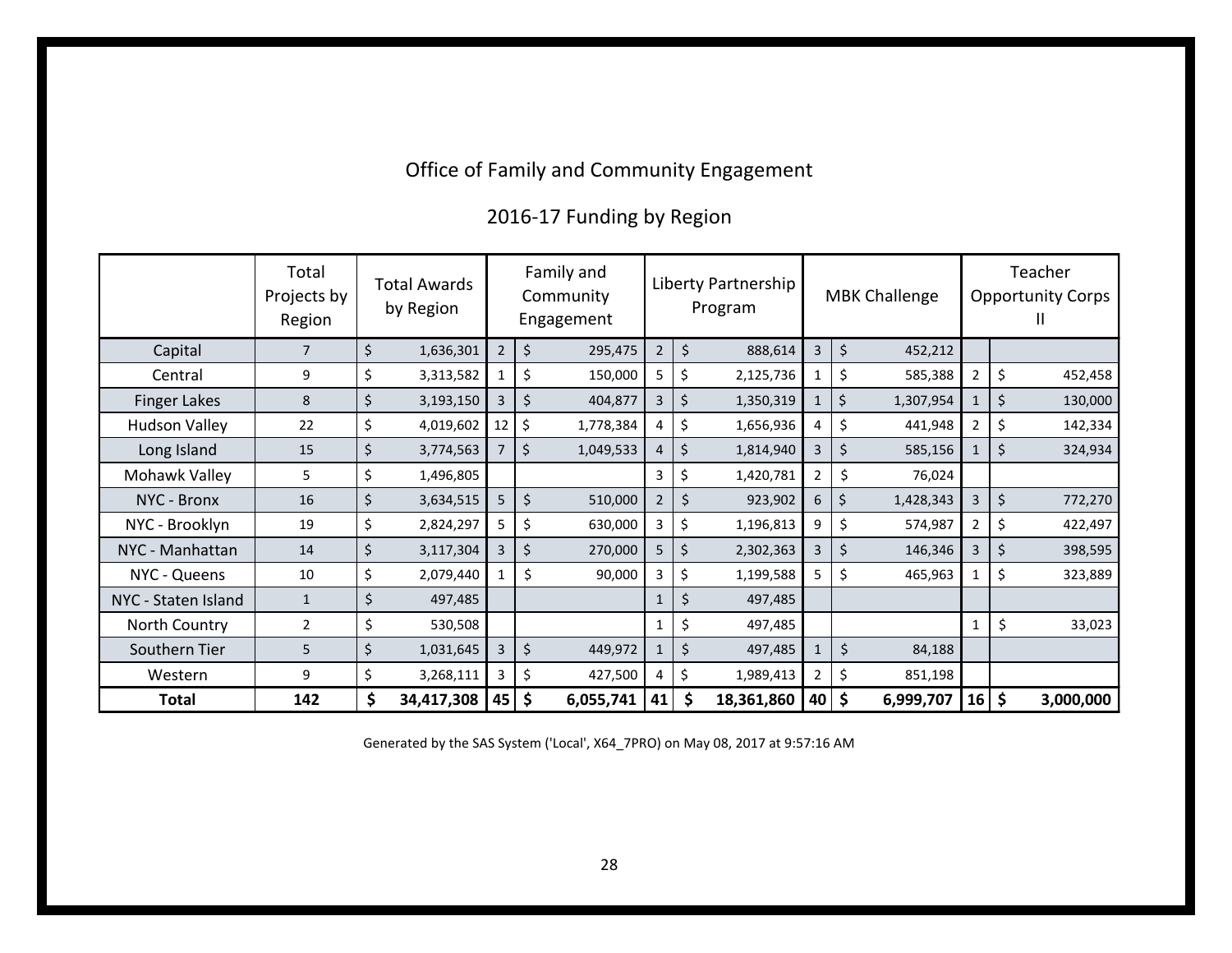## Office of Family and Community Engagement

### 2016-17 Funding by Region

| | Total Projects by Region | Total Awards by Region | Family and Community Engagement | | Liberty Partnership Program | | MBK Challenge | | Teacher Opportunity Corps II | |
|---|---|---|---|---|---|---|---|---|---|---|
| Capital | 7 | $ 1,636,301 | 2 | $ 295,475 | 2 | $ 888,614 | 3 | $ 452,212 | | |
| Central | 9 | $ 3,313,582 | 1 | $ 150,000 | 5 | $ 2,125,736 | 1 | $ 585,388 | 2 | $ 452,458 |
| Finger Lakes | 8 | $ 3,193,150 | 3 | $ 404,877 | 3 | $ 1,350,319 | 1 | $ 1,307,954 | 1 | $ 130,000 |
| Hudson Valley | 22 | $ 4,019,602 | 12 | $ 1,778,384 | 4 | $ 1,656,936 | 4 | $ 441,948 | 2 | $ 142,334 |
| Long Island | 15 | $ 3,774,563 | 7 | $ 1,049,533 | 4 | $ 1,814,940 | 3 | $ 585,156 | 1 | $ 324,934 |
| Mohawk Valley | 5 | $ 1,496,805 | | | 3 | $ 1,420,781 | 2 | $ 76,024 | | |
| NYC - Bronx | 16 | $ 3,634,515 | 5 | $ 510,000 | 2 | $ 923,902 | 6 | $ 1,428,343 | 3 | $ 772,270 |
| NYC - Brooklyn | 19 | $ 2,824,297 | 5 | $ 630,000 | 3 | $ 1,196,813 | 9 | $ 574,987 | 2 | $ 422,497 |
| NYC - Manhattan | 14 | $ 3,117,304 | 3 | $ 270,000 | 5 | $ 2,302,363 | 3 | $ 146,346 | 3 | $ 398,595 |
| NYC - Queens | 10 | $ 2,079,440 | 1 | $ 90,000 | 3 | $ 1,199,588 | 5 | $ 465,963 | 1 | $ 323,889 |
| NYC - Staten Island | 1 | $ 497,485 | | | 1 | $ 497,485 | | | | |
| North Country | 2 | $ 530,508 | | | 1 | $ 497,485 | | | 1 | $ 33,023 |
| Southern Tier | 5 | $ 1,031,645 | 3 | $ 449,972 | 1 | $ 497,485 | 1 | $ 84,188 | | |
| Western | 9 | $ 3,268,111 | 3 | $ 427,500 | 4 | $ 1,989,413 | 2 | $ 851,198 | | |
| **Total** | **142** | **$ 34,417,308** | **45** | **$ 6,055,741** | **41** | **$ 18,361,860** | **40** | **$ 6,999,707** | **16** | **$ 3,000,000** |

Generated by the SAS System ('Local', X64_7PRO) on May 08, 2017 at 9:57:16 AM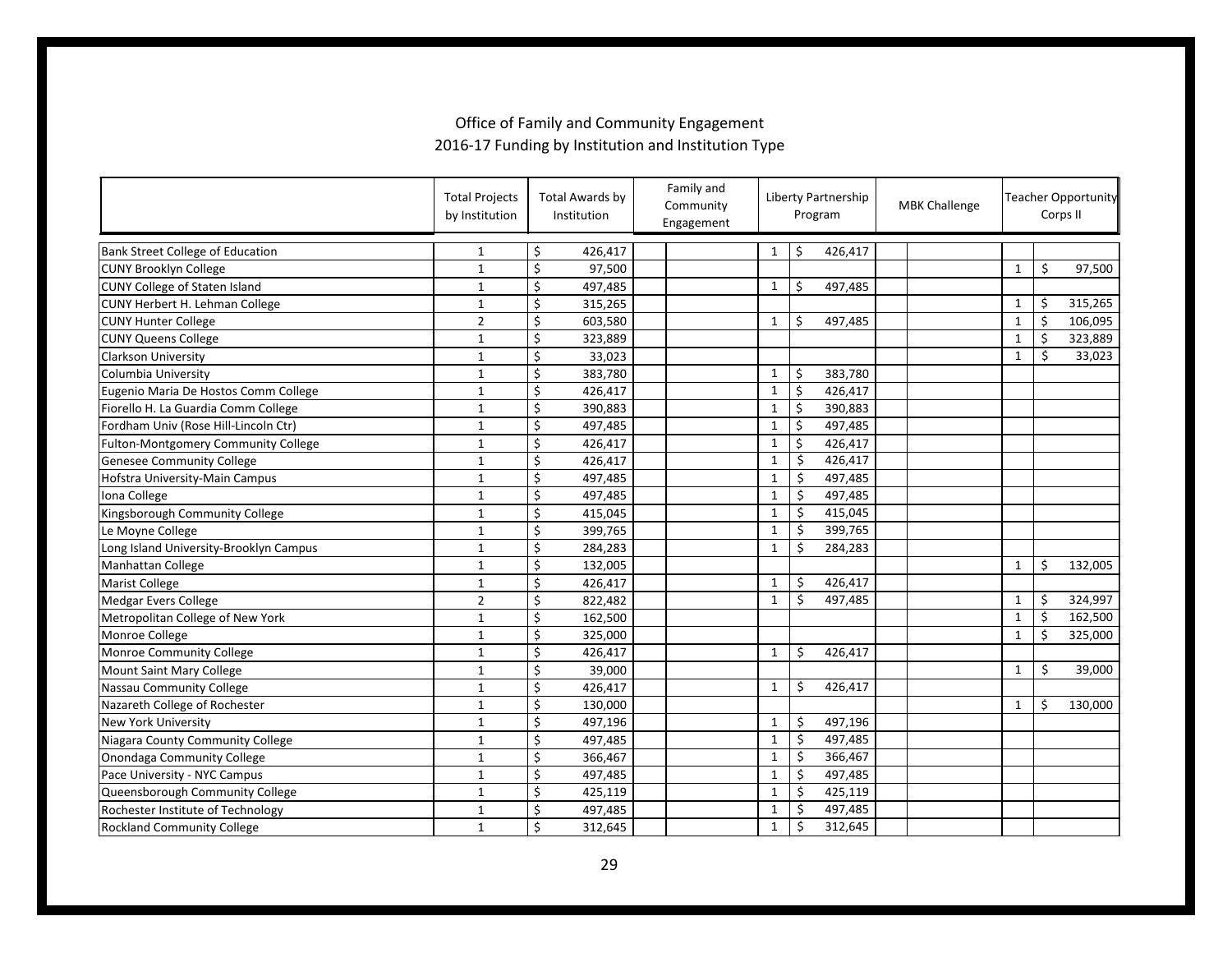# Office of Family and Community Engagement

## 2016-17 Funding by Institution and Institution Type

| | Total Projects by Institution | Total Awards by Institution | Family and Community Engagement | | Liberty Partnership Program | | MBK Challenge | | Teacher Opportunity Corps II | |
|---|---|---|---|---|---|---|---|---|---|---|
| Bank Street College of Education | 1 | $ 426,417 | | | 1 | $ 426,417 | | | | |
| CUNY Brooklyn College | 1 | $ 97,500 | | | | | | | 1 | $ 97,500 |
| CUNY College of Staten Island | 1 | $ 497,485 | | | 1 | $ 497,485 | | | | |
| CUNY Herbert H. Lehman College | 1 | $ 315,265 | | | | | | | 1 | $ 315,265 |
| CUNY Hunter College | 2 | $ 603,580 | | | 1 | $ 497,485 | | | 1 | $ 106,095 |
| CUNY Queens College | 1 | $ 323,889 | | | | | | | 1 | $ 323,889 |
| Clarkson University | 1 | $ 33,023 | | | | | | | 1 | $ 33,023 |
| Columbia University | 1 | $ 383,780 | | | 1 | $ 383,780 | | | | |
| Eugenio Maria De Hostos Comm College | 1 | $ 426,417 | | | 1 | $ 426,417 | | | | |
| Fiorello H. La Guardia Comm College | 1 | $ 390,883 | | | 1 | $ 390,883 | | | | |
| Fordham Univ (Rose Hill-Lincoln Ctr) | 1 | $ 497,485 | | | 1 | $ 497,485 | | | | |
| Fulton-Montgomery Community College | 1 | $ 426,417 | | | 1 | $ 426,417 | | | | |
| Genesee Community College | 1 | $ 426,417 | | | 1 | $ 426,417 | | | | |
| Hofstra University-Main Campus | 1 | $ 497,485 | | | 1 | $ 497,485 | | | | |
| Iona College | 1 | $ 497,485 | | | 1 | $ 497,485 | | | | |
| Kingsborough Community College | 1 | $ 415,045 | | | 1 | $ 415,045 | | | | |
| Le Moyne College | 1 | $ 399,765 | | | 1 | $ 399,765 | | | | |
| Long Island University-Brooklyn Campus | 1 | $ 284,283 | | | 1 | $ 284,283 | | | | |
| Manhattan College | 1 | $ 132,005 | | | | | | | 1 | $ 132,005 |
| Marist College | 1 | $ 426,417 | | | 1 | $ 426,417 | | | | |
| Medgar Evers College | 2 | $ 822,482 | | | 1 | $ 497,485 | | | 1 | $ 324,997 |
| Metropolitan College of New York | 1 | $ 162,500 | | | | | | | 1 | $ 162,500 |
| Monroe College | 1 | $ 325,000 | | | | | | | 1 | $ 325,000 |
| Monroe Community College | 1 | $ 426,417 | | | 1 | $ 426,417 | | | | |
| Mount Saint Mary College | 1 | $ 39,000 | | | | | | | 1 | $ 39,000 |
| Nassau Community College | 1 | $ 426,417 | | | 1 | $ 426,417 | | | | |
| Nazareth College of Rochester | 1 | $ 130,000 | | | | | | | 1 | $ 130,000 |
| New York University | 1 | $ 497,196 | | | 1 | $ 497,196 | | | | |
| Niagara County Community College | 1 | $ 497,485 | | | 1 | $ 497,485 | | | | |
| Onondaga Community College | 1 | $ 366,467 | | | 1 | $ 366,467 | | | | |
| Pace University - NYC Campus | 1 | $ 497,485 | | | 1 | $ 497,485 | | | | |
| Queensborough Community College | 1 | $ 425,119 | | | 1 | $ 425,119 | | | | |
| Rochester Institute of Technology | 1 | $ 497,485 | | | 1 | $ 497,485 | | | | |
| Rockland Community College | 1 | $ 312,645 | | | 1 | $ 312,645 | | | | |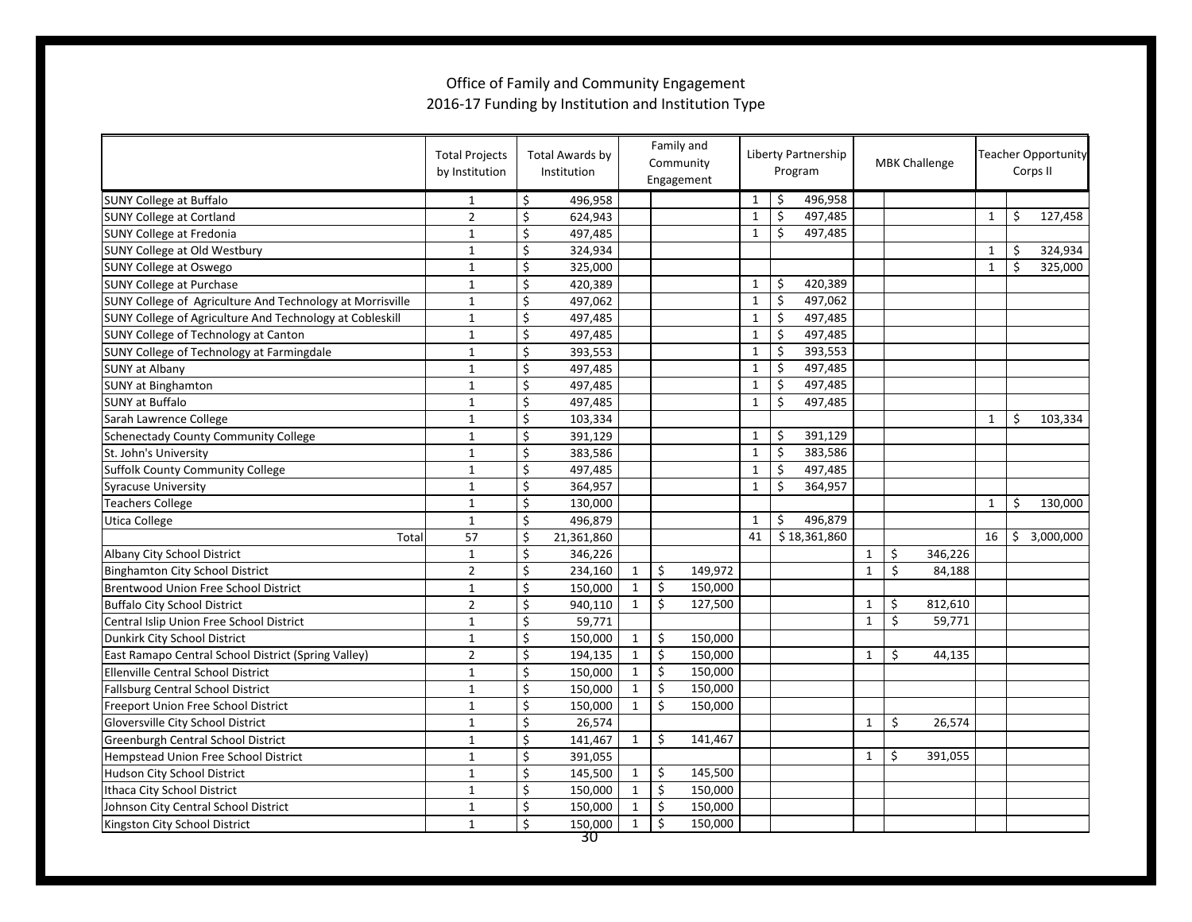Office of Family and Community Engagement
2016-17 Funding by Institution and Institution Type

| | Total Projects by Institution | Total Awards by Institution | Family and Community Engagement | | Liberty Partnership Program | | MBK Challenge | | Teacher Opportunity Corps II | |
|---|---|---|---|---|---|---|---|---|---|---|
| SUNY College at Buffalo | 1 | $ 496,958 | | | 1 | $ 496,958 | | | | |
| SUNY College at Cortland | 2 | $ 624,943 | | | 1 | $ 497,485 | | | 1 | $ 127,458 |
| SUNY College at Fredonia | 1 | $ 497,485 | | | 1 | $ 497,485 | | | | |
| SUNY College at Old Westbury | 1 | $ 324,934 | | | | | | | 1 | $ 324,934 |
| SUNY College at Oswego | 1 | $ 325,000 | | | | | | | 1 | $ 325,000 |
| SUNY College at Purchase | 1 | $ 420,389 | | | 1 | $ 420,389 | | | | |
| SUNY College of Agriculture And Technology at Morrisville | 1 | $ 497,062 | | | 1 | $ 497,062 | | | | |
| SUNY College of Agriculture And Technology at Cobleskill | 1 | $ 497,485 | | | 1 | $ 497,485 | | | | |
| SUNY College of Technology at Canton | 1 | $ 497,485 | | | 1 | $ 497,485 | | | | |
| SUNY College of Technology at Farmingdale | 1 | $ 393,553 | | | 1 | $ 393,553 | | | | |
| SUNY at Albany | 1 | $ 497,485 | | | 1 | $ 497,485 | | | | |
| SUNY at Binghamton | 1 | $ 497,485 | | | 1 | $ 497,485 | | | | |
| SUNY at Buffalo | 1 | $ 497,485 | | | 1 | $ 497,485 | | | | |
| Sarah Lawrence College | 1 | $ 103,334 | | | | | | | 1 | $ 103,334 |
| Schenectady County Community College | 1 | $ 391,129 | | | 1 | $ 391,129 | | | | |
| St. John's University | 1 | $ 383,586 | | | 1 | $ 383,586 | | | | |
| Suffolk County Community College | 1 | $ 497,485 | | | 1 | $ 497,485 | | | | |
| Syracuse University | 1 | $ 364,957 | | | 1 | $ 364,957 | | | | |
| Teachers College | 1 | $ 130,000 | | | | | | | 1 | $ 130,000 |
| Utica College | 1 | $ 496,879 | | | 1 | $ 496,879 | | | | |
| Total | 57 | $ 21,361,860 | | | 41 | $ 18,361,860 | | | 16 | $ 3,000,000 |
| Albany City School District | 1 | $ 346,226 | | | | | 1 | $ 346,226 | | |
| Binghamton City School District | 2 | $ 234,160 | 1 | $ 149,972 | | | 1 | $ 84,188 | | |
| Brentwood Union Free School District | 1 | $ 150,000 | 1 | $ 150,000 | | | | | | |
| Buffalo City School District | 2 | $ 940,110 | 1 | $ 127,500 | | | 1 | $ 812,610 | | |
| Central Islip Union Free School District | 1 | $ 59,771 | | | | | 1 | $ 59,771 | | |
| Dunkirk City School District | 1 | $ 150,000 | 1 | $ 150,000 | | | | | | |
| East Ramapo Central School District (Spring Valley) | 2 | $ 194,135 | 1 | $ 150,000 | | | 1 | $ 44,135 | | |
| Ellenville Central School District | 1 | $ 150,000 | 1 | $ 150,000 | | | | | | |
| Fallsburg Central School District | 1 | $ 150,000 | 1 | $ 150,000 | | | | | | |
| Freeport Union Free School District | 1 | $ 150,000 | 1 | $ 150,000 | | | | | | |
| Gloversville City School District | 1 | $ 26,574 | | | | | 1 | $ 26,574 | | |
| Greenburgh Central School District | 1 | $ 141,467 | 1 | $ 141,467 | | | | | | |
| Hempstead Union Free School District | 1 | $ 391,055 | | | | | 1 | $ 391,055 | | |
| Hudson City School District | 1 | $ 145,500 | 1 | $ 145,500 | | | | | | |
| Ithaca City School District | 1 | $ 150,000 | 1 | $ 150,000 | | | | | | |
| Johnson City Central School District | 1 | $ 150,000 | 1 | $ 150,000 | | | | | | |
| Kingston City School District | 1 | $ 150,000 | 1 | $ 150,000 | | | | | | |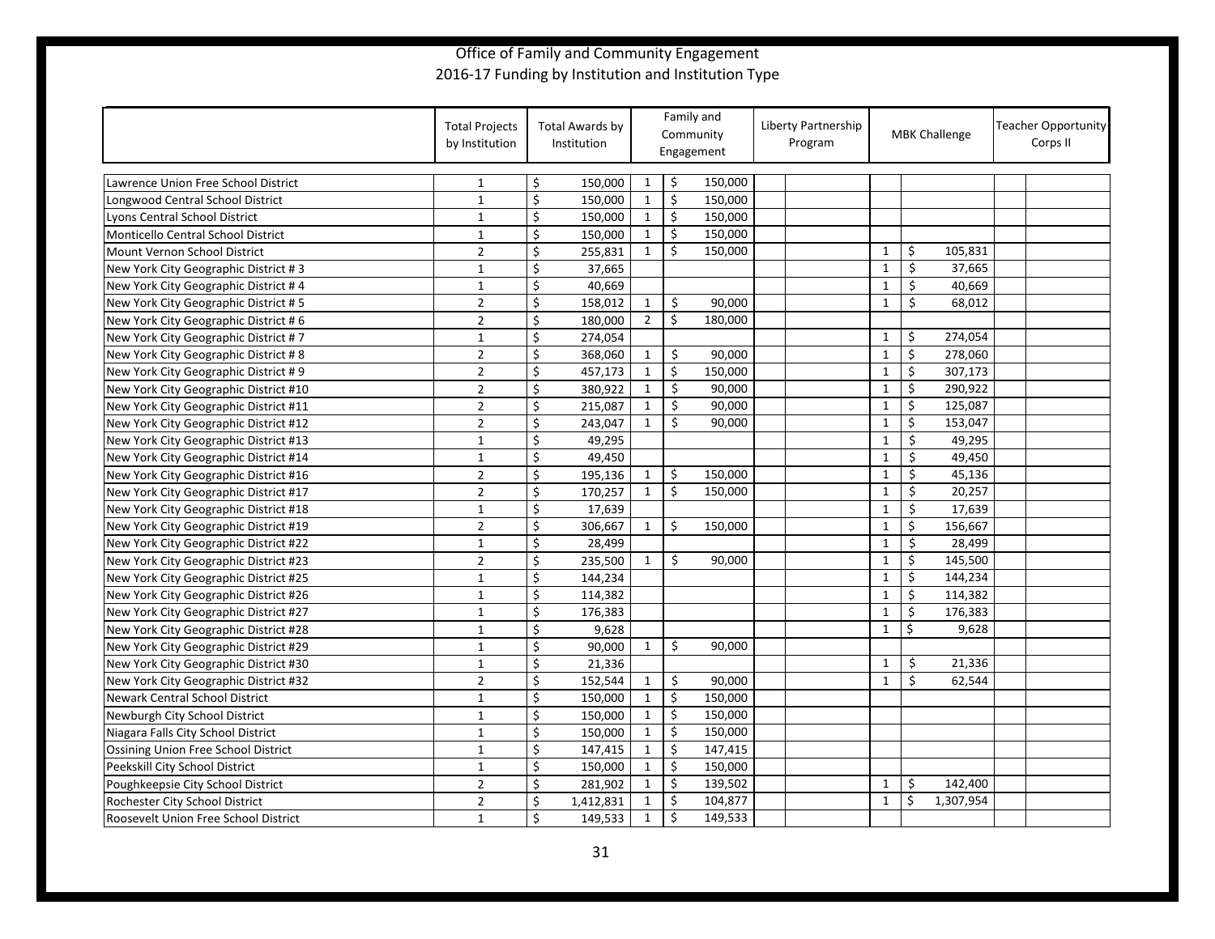# Office of Family and Community Engagement
## 2016-17 Funding by Institution and Institution Type

| | Total Projects by Institution | Total Awards by Institution | Family and Community Engagement | | Liberty Partnership Program | | MBK Challenge | | Teacher Opportunity Corps II | |
|---|---|---|---|---|---|---|---|---|---|---|
| Lawrence Union Free School District | 1 | $ 150,000 | 1 | $ 150,000 | | | | | | |
| Longwood Central School District | 1 | $ 150,000 | 1 | $ 150,000 | | | | | | |
| Lyons Central School District | 1 | $ 150,000 | 1 | $ 150,000 | | | | | | |
| Monticello Central School District | 1 | $ 150,000 | 1 | $ 150,000 | | | | | | |
| Mount Vernon School District | 2 | $ 255,831 | 1 | $ 150,000 | | | 1 | $ 105,831 | | |
| New York City Geographic District # 3 | 1 | $ 37,665 | | | | | 1 | $ 37,665 | | |
| New York City Geographic District # 4 | 1 | $ 40,669 | | | | | 1 | $ 40,669 | | |
| New York City Geographic District # 5 | 2 | $ 158,012 | 1 | $ 90,000 | | | 1 | $ 68,012 | | |
| New York City Geographic District # 6 | 2 | $ 180,000 | 2 | $ 180,000 | | | | | | |
| New York City Geographic District # 7 | 1 | $ 274,054 | | | | | 1 | $ 274,054 | | |
| New York City Geographic District # 8 | 2 | $ 368,060 | 1 | $ 90,000 | | | 1 | $ 278,060 | | |
| New York City Geographic District # 9 | 2 | $ 457,173 | 1 | $ 150,000 | | | 1 | $ 307,173 | | |
| New York City Geographic District #10 | 2 | $ 380,922 | 1 | $ 90,000 | | | 1 | $ 290,922 | | |
| New York City Geographic District #11 | 2 | $ 215,087 | 1 | $ 90,000 | | | 1 | $ 125,087 | | |
| New York City Geographic District #12 | 2 | $ 243,047 | 1 | $ 90,000 | | | 1 | $ 153,047 | | |
| New York City Geographic District #13 | 1 | $ 49,295 | | | | | 1 | $ 49,295 | | |
| New York City Geographic District #14 | 1 | $ 49,450 | | | | | 1 | $ 49,450 | | |
| New York City Geographic District #16 | 2 | $ 195,136 | 1 | $ 150,000 | | | 1 | $ 45,136 | | |
| New York City Geographic District #17 | 2 | $ 170,257 | 1 | $ 150,000 | | | 1 | $ 20,257 | | |
| New York City Geographic District #18 | 1 | $ 17,639 | | | | | 1 | $ 17,639 | | |
| New York City Geographic District #19 | 2 | $ 306,667 | 1 | $ 150,000 | | | 1 | $ 156,667 | | |
| New York City Geographic District #22 | 1 | $ 28,499 | | | | | 1 | $ 28,499 | | |
| New York City Geographic District #23 | 2 | $ 235,500 | 1 | $ 90,000 | | | 1 | $ 145,500 | | |
| New York City Geographic District #25 | 1 | $ 144,234 | | | | | 1 | $ 144,234 | | |
| New York City Geographic District #26 | 1 | $ 114,382 | | | | | 1 | $ 114,382 | | |
| New York City Geographic District #27 | 1 | $ 176,383 | | | | | 1 | $ 176,383 | | |
| New York City Geographic District #28 | 1 | $ 9,628 | | | | | 1 | $ 9,628 | | |
| New York City Geographic District #29 | 1 | $ 90,000 | 1 | $ 90,000 | | | | | | |
| New York City Geographic District #30 | 1 | $ 21,336 | | | | | 1 | $ 21,336 | | |
| New York City Geographic District #32 | 2 | $ 152,544 | 1 | $ 90,000 | | | 1 | $ 62,544 | | |
| Newark Central School District | 1 | $ 150,000 | 1 | $ 150,000 | | | | | | |
| Newburgh City School District | 1 | $ 150,000 | 1 | $ 150,000 | | | | | | |
| Niagara Falls City School District | 1 | $ 150,000 | 1 | $ 150,000 | | | | | | |
| Ossining Union Free School District | 1 | $ 147,415 | 1 | $ 147,415 | | | | | | |
| Peekskill City School District | 1 | $ 150,000 | 1 | $ 150,000 | | | | | | |
| Poughkeepsie City School District | 2 | $ 281,902 | 1 | $ 139,502 | | | 1 | $ 142,400 | | |
| Rochester City School District | 2 | $ 1,412,831 | 1 | $ 104,877 | | | 1 | $ 1,307,954 | | |
| Roosevelt Union Free School District | 1 | $ 149,533 | 1 | $ 149,533 | | | | | | |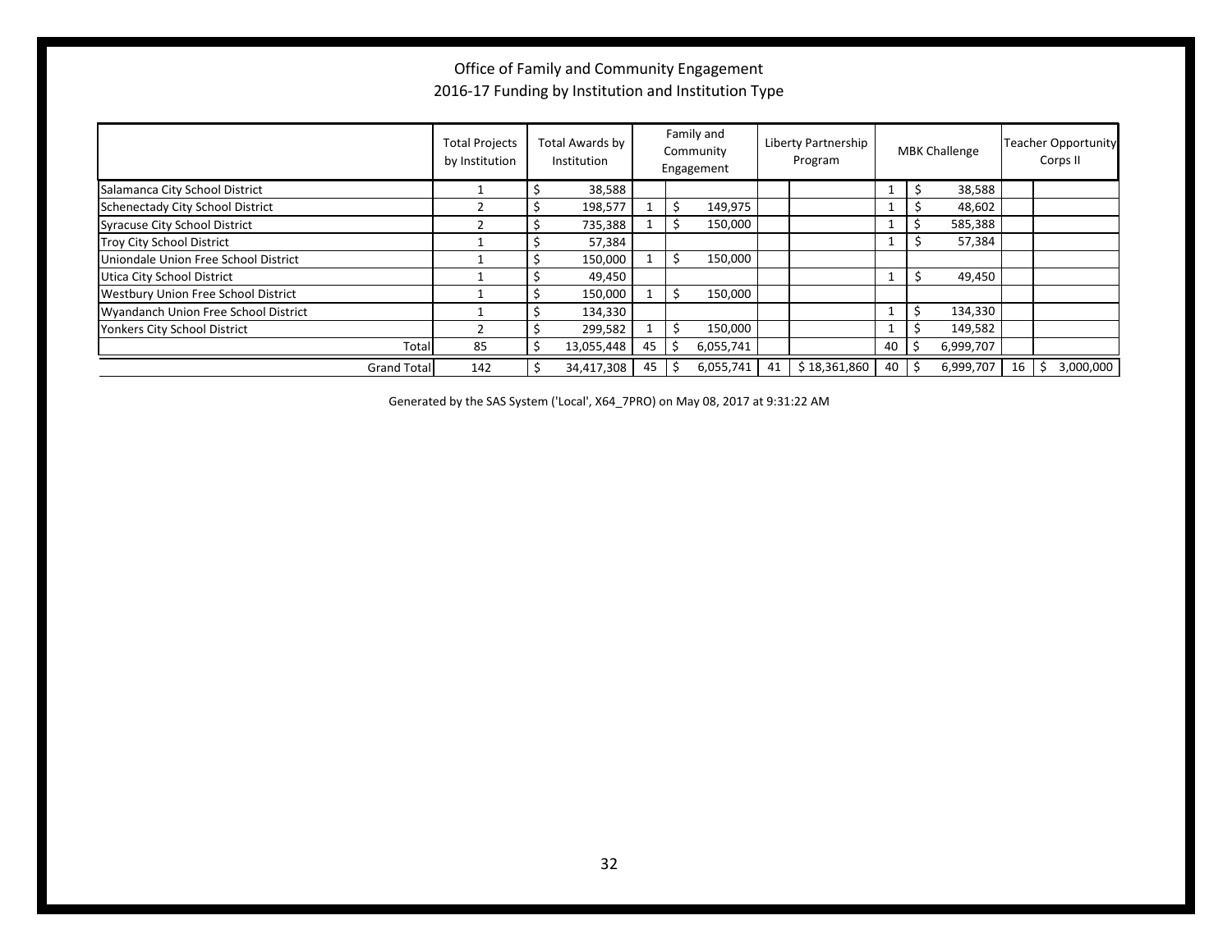Office of Family and Community Engagement
2016-17 Funding by Institution and Institution Type

| | Total Projects by Institution | Total Awards by Institution | Family and Community Engagement | | Liberty Partnership Program | | MBK Challenge | | Teacher Opportunity Corps II | |
|---|---|---|---|---|---|---|---|---|---|---|
| Salamanca City School District | 1 | $ 38,588 | | | | | 1 | $ 38,588 | | |
| Schenectady City School District | 2 | $ 198,577 | 1 | $ 149,975 | | | 1 | $ 48,602 | | |
| Syracuse City School District | 2 | $ 735,388 | 1 | $ 150,000 | | | 1 | $ 585,388 | | |
| Troy City School District | 1 | $ 57,384 | | | | | 1 | $ 57,384 | | |
| Uniondale Union Free School District | 1 | $ 150,000 | 1 | $ 150,000 | | | | | | |
| Utica City School District | 1 | $ 49,450 | | | | | 1 | $ 49,450 | | |
| Westbury Union Free School District | 1 | $ 150,000 | 1 | $ 150,000 | | | | | | |
| Wyandanch Union Free School District | 1 | $ 134,330 | | | | | 1 | $ 134,330 | | |
| Yonkers City School District | 2 | $ 299,582 | 1 | $ 150,000 | | | 1 | $ 149,582 | | |
| Total | 85 | $ 13,055,448 | 45 | $ 6,055,741 | | | 40 | $ 6,999,707 | | |
| Grand Total | 142 | $ 34,417,308 | 45 | $ 6,055,741 | 41 | $ 18,361,860 | 40 | $ 6,999,707 | 16 | $ 3,000,000 |

Generated by the SAS System ('Local', X64_7PRO) on May 08, 2017 at 9:31:22 AM